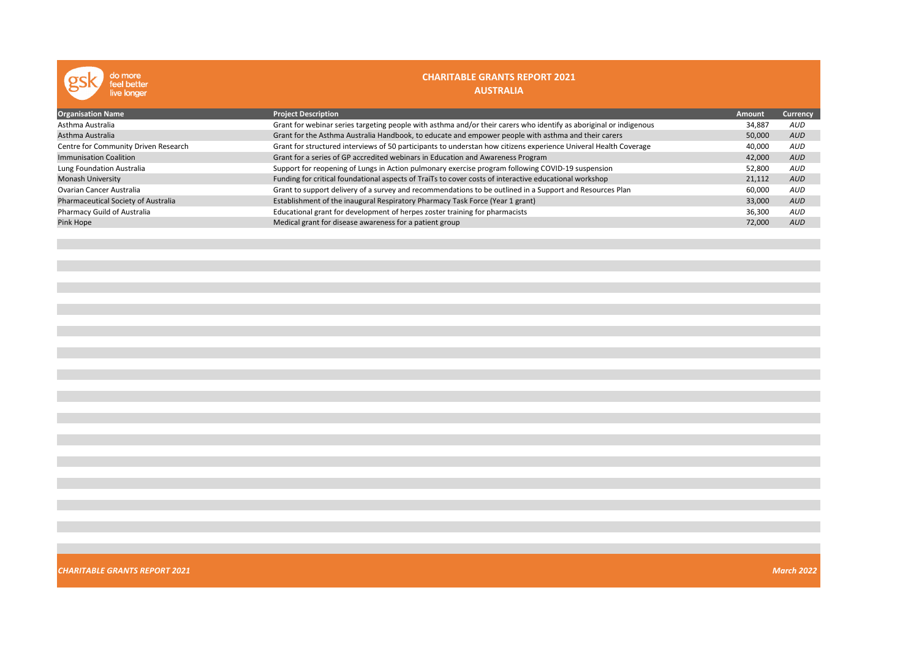# CHARITABLE GRANTS REPORT 2021

## AUSTRALIA

| Organisation Name | Project Description | Amount | Currency |
|---|---|---|---|
| Asthma Australia | Grant for webinar series targeting people with asthma and/or their carers who identify as aboriginal or indigenous | 34,887 | *AUD* |
| Asthma Australia | Grant for the Asthma Australia Handbook, to educate and empower people with asthma and their carers | 50,000 | *AUD* |
| Centre for Community Driven Research | Grant for structured interviews of 50 participants to understan how citizens experience Univeral Health Coverage | 40,000 | *AUD* |
| Immunisation Coalition | Grant for a series of GP accredited webinars in Education and Awareness Program | 42,000 | *AUD* |
| Lung Foundation Australia | Support for reopening of Lungs in Action pulmonary exercise program following COVID-19 suspension | 52,800 | *AUD* |
| Monash University | Funding for critical foundational aspects of TraiTs to cover costs of interactive educational workshop | 21,112 | *AUD* |
| Ovarian Cancer Australia | Grant to support delivery of a survey and recommendations to be outlined in a Support and Resources Plan | 60,000 | *AUD* |
| Pharmaceutical Society of Australia | Establishment of the inaugural Respiratory Pharmacy Task Force (Year 1 grant) | 33,000 | *AUD* |
| Pharmacy Guild of Australia | Educational grant for development of herpes zoster training for pharmacists | 36,300 | *AUD* |
| Pink Hope | Medical grant for disease awareness for a patient group | 72,000 | *AUD* |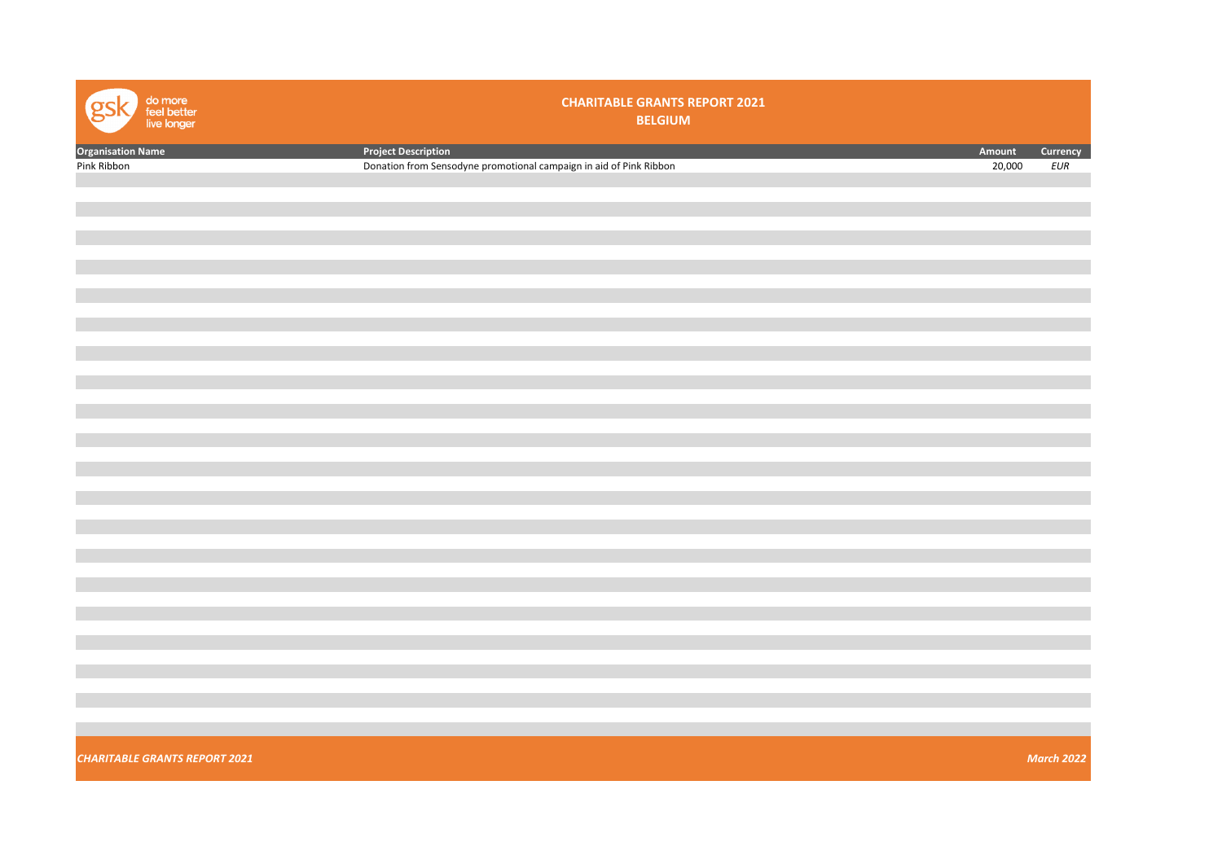# CHARITABLE GRANTS REPORT 2021

## BELGIUM

| Organisation Name | Project Description | Amount | Currency |
|---|---|---|---|
| Pink Ribbon | Donation from Sensodyne promotional campaign in aid of Pink Ribbon | 20,000 | *EUR* |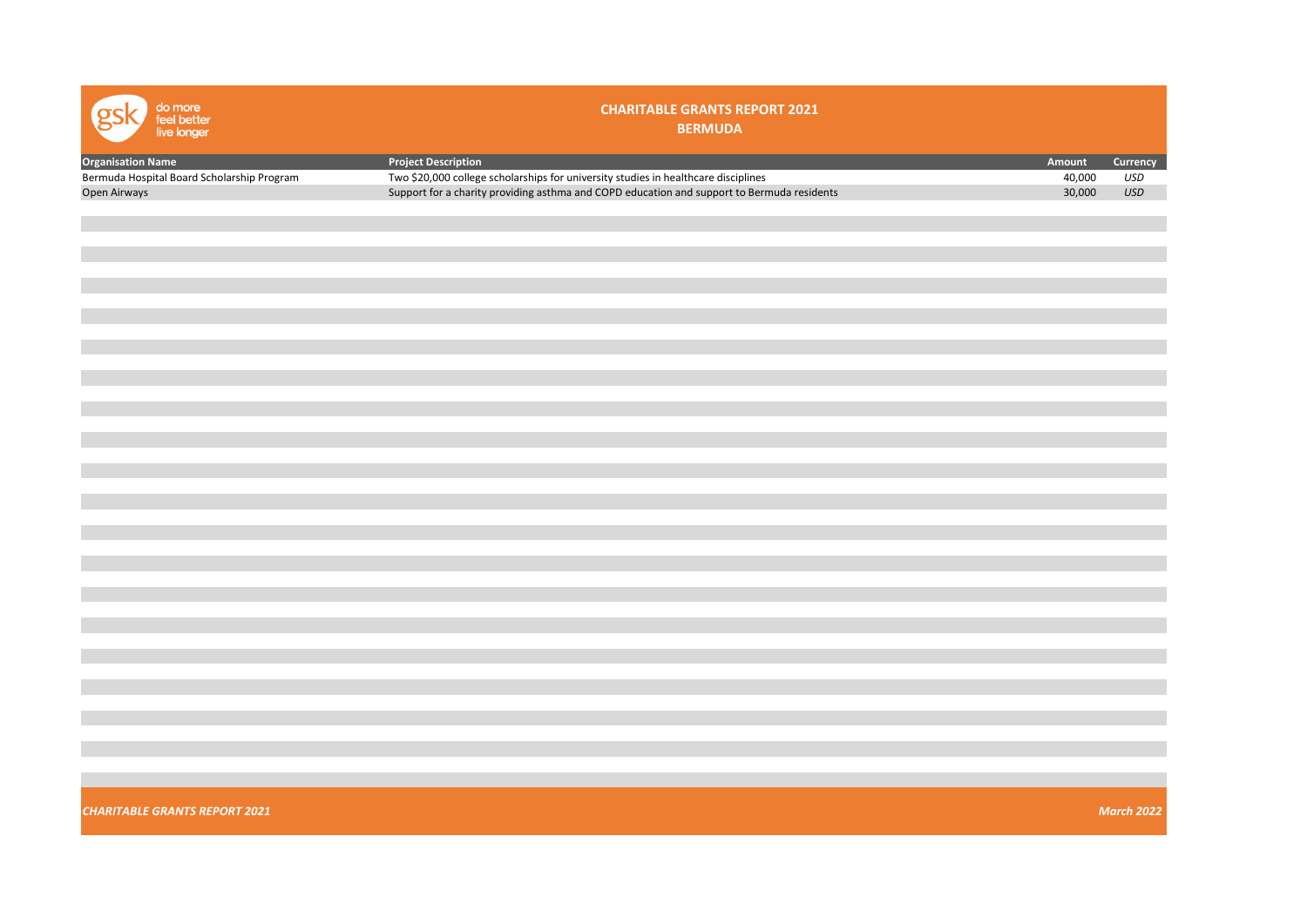# CHARITABLE GRANTS REPORT 2021

## BERMUDA

| Organisation Name | Project Description | Amount | Currency |
|---|---|---|---|
| Bermuda Hospital Board Scholarship Program | Two $20,000 college scholarships for university studies in healthcare disciplines | 40,000 | *USD* |
| Open Airways | Support for a charity providing asthma and COPD education and support to Bermuda residents | 30,000 | *USD* |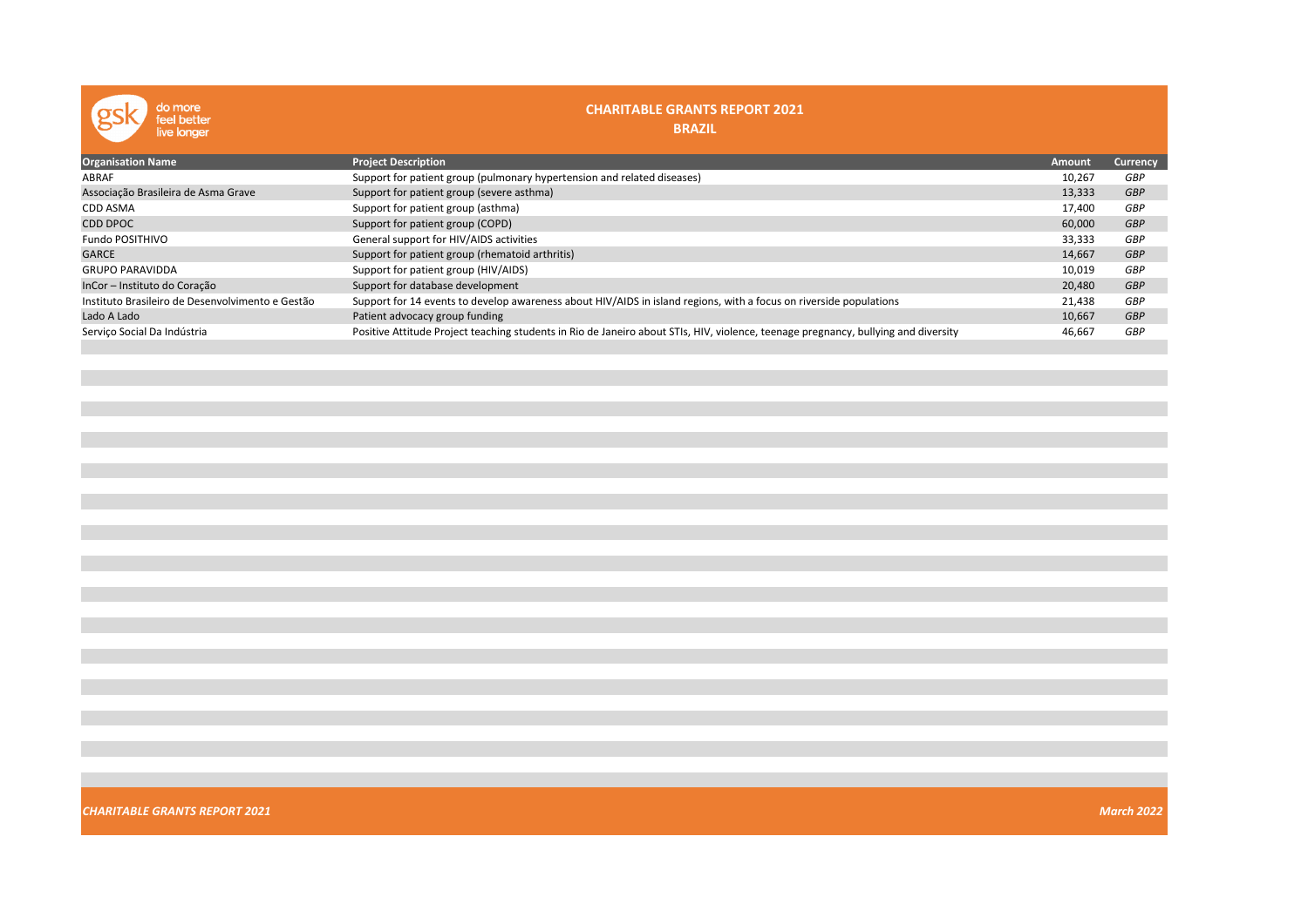# CHARITABLE GRANTS REPORT 2021

## BRAZIL

| Organisation Name | Project Description | Amount | Currency |
|---|---|---|---|
| ABRAF | Support for patient group (pulmonary hypertension and related diseases) | 10,267 | *GBP* |
| Associação Brasileira de Asma Grave | Support for patient group (severe asthma) | 13,333 | *GBP* |
| CDD ASMA | Support for patient group (asthma) | 17,400 | *GBP* |
| CDD DPOC | Support for patient group (COPD) | 60,000 | *GBP* |
| Fundo POSITHIVO | General support for HIV/AIDS activities | 33,333 | *GBP* |
| GARCE | Support for patient group (rhematoid arthritis) | 14,667 | *GBP* |
| GRUPO PARAVIDDA | Support for patient group (HIV/AIDS) | 10,019 | *GBP* |
| InCor – Instituto do Coração | Support for database development | 20,480 | *GBP* |
| Instituto Brasileiro de Desenvolvimento e Gestão | Support for 14 events to develop awareness about HIV/AIDS in island regions, with a focus on riverside populations | 21,438 | *GBP* |
| Lado A Lado | Patient advocacy group funding | 10,667 | *GBP* |
| Serviço Social Da Indústria | Positive Attitude Project teaching students in Rio de Janeiro about STIs, HIV, violence, teenage pregnancy, bullying and diversity | 46,667 | *GBP* |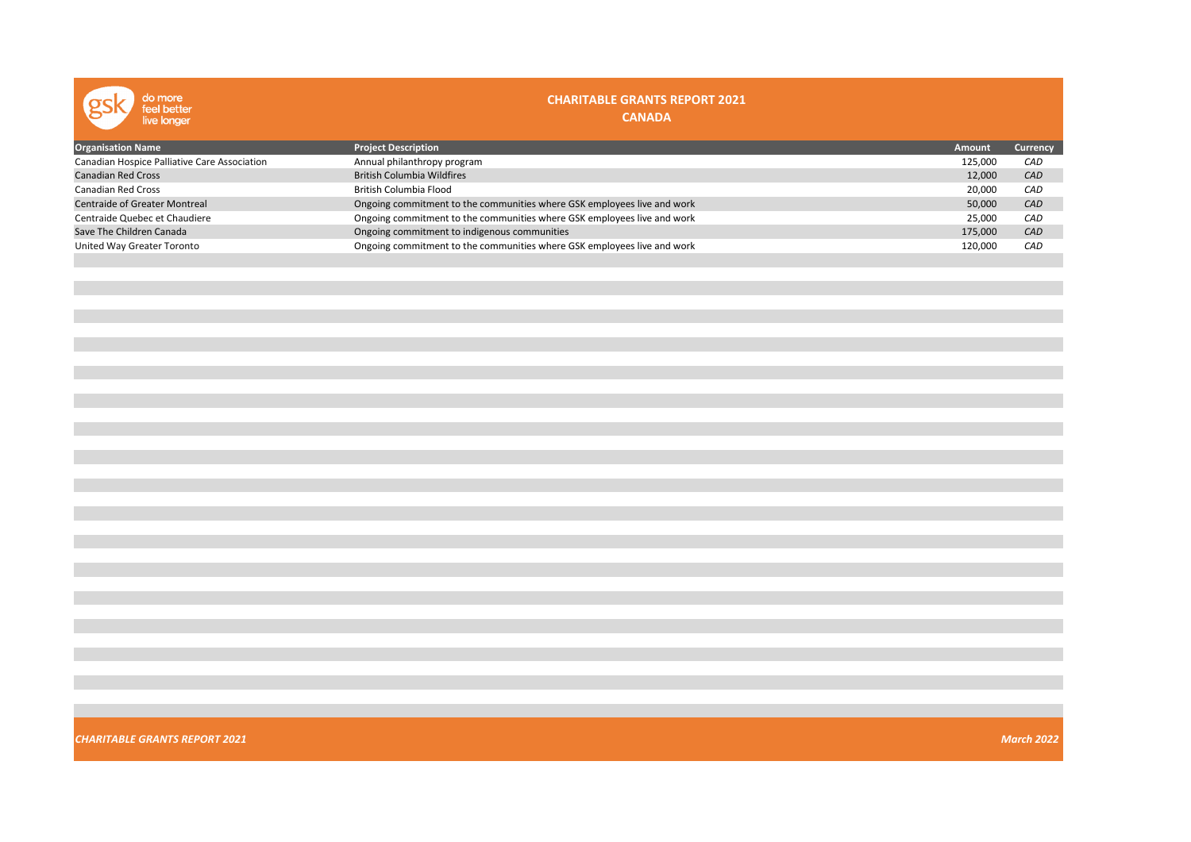# CHARITABLE GRANTS REPORT 2021

## CANADA

| Organisation Name | Project Description | Amount | Currency |
|---|---|---|---|
| Canadian Hospice Palliative Care Association | Annual philanthropy program | 125,000 | CAD |
| Canadian Red Cross | British Columbia Wildfires | 12,000 | CAD |
| Canadian Red Cross | British Columbia Flood | 20,000 | CAD |
| Centraide of Greater Montreal | Ongoing commitment to the communities where GSK employees live and work | 50,000 | CAD |
| Centraide Quebec et Chaudiere | Ongoing commitment to the communities where GSK employees live and work | 25,000 | CAD |
| Save The Children Canada | Ongoing commitment to indigenous communities | 175,000 | CAD |
| United Way Greater Toronto | Ongoing commitment to the communities where GSK employees live and work | 120,000 | CAD |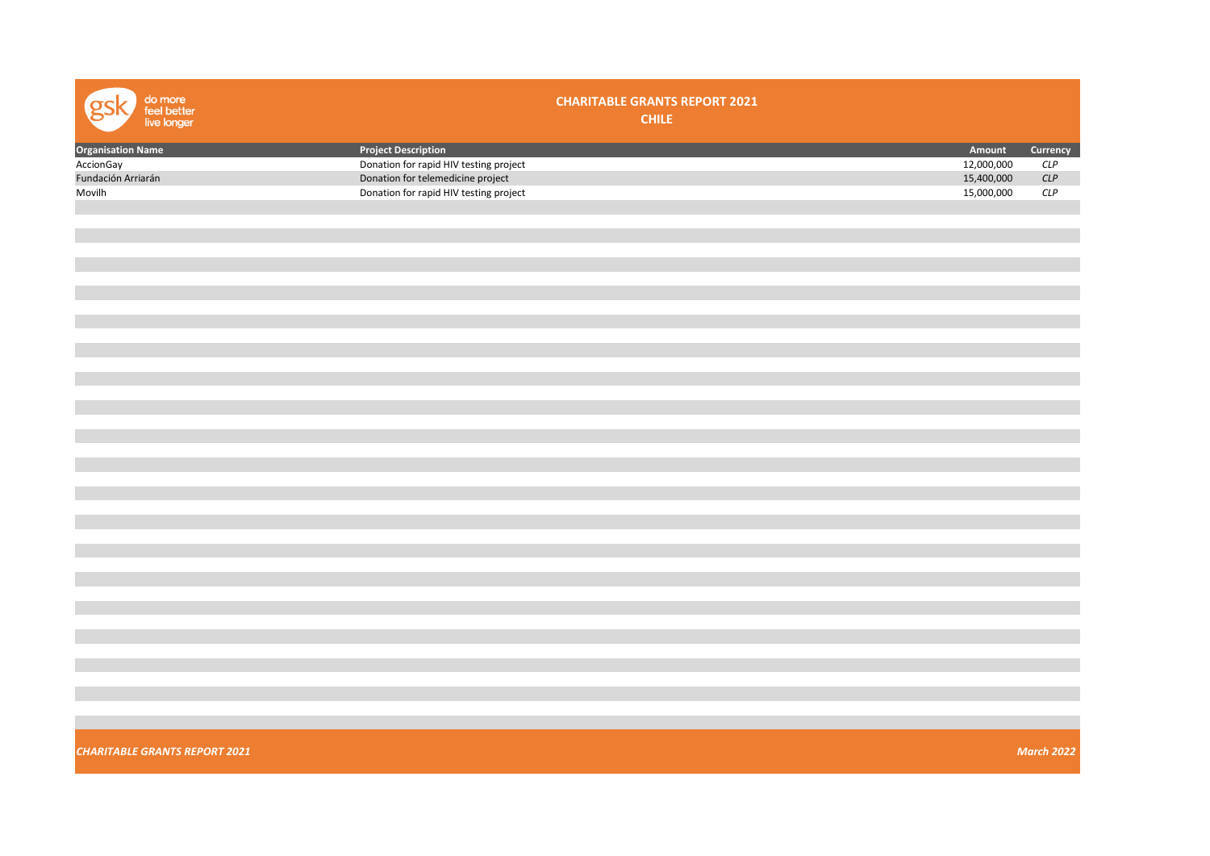# CHARITABLE GRANTS REPORT 2021

## CHILE

| Organisation Name | Project Description | Amount | Currency |
|---|---|---|---|
| AccionGay | Donation for rapid HIV testing project | 12,000,000 | *CLP* |
| Fundación Arriarán | Donation for telemedicine project | 15,400,000 | *CLP* |
| Movilh | Donation for rapid HIV testing project | 15,000,000 | *CLP* |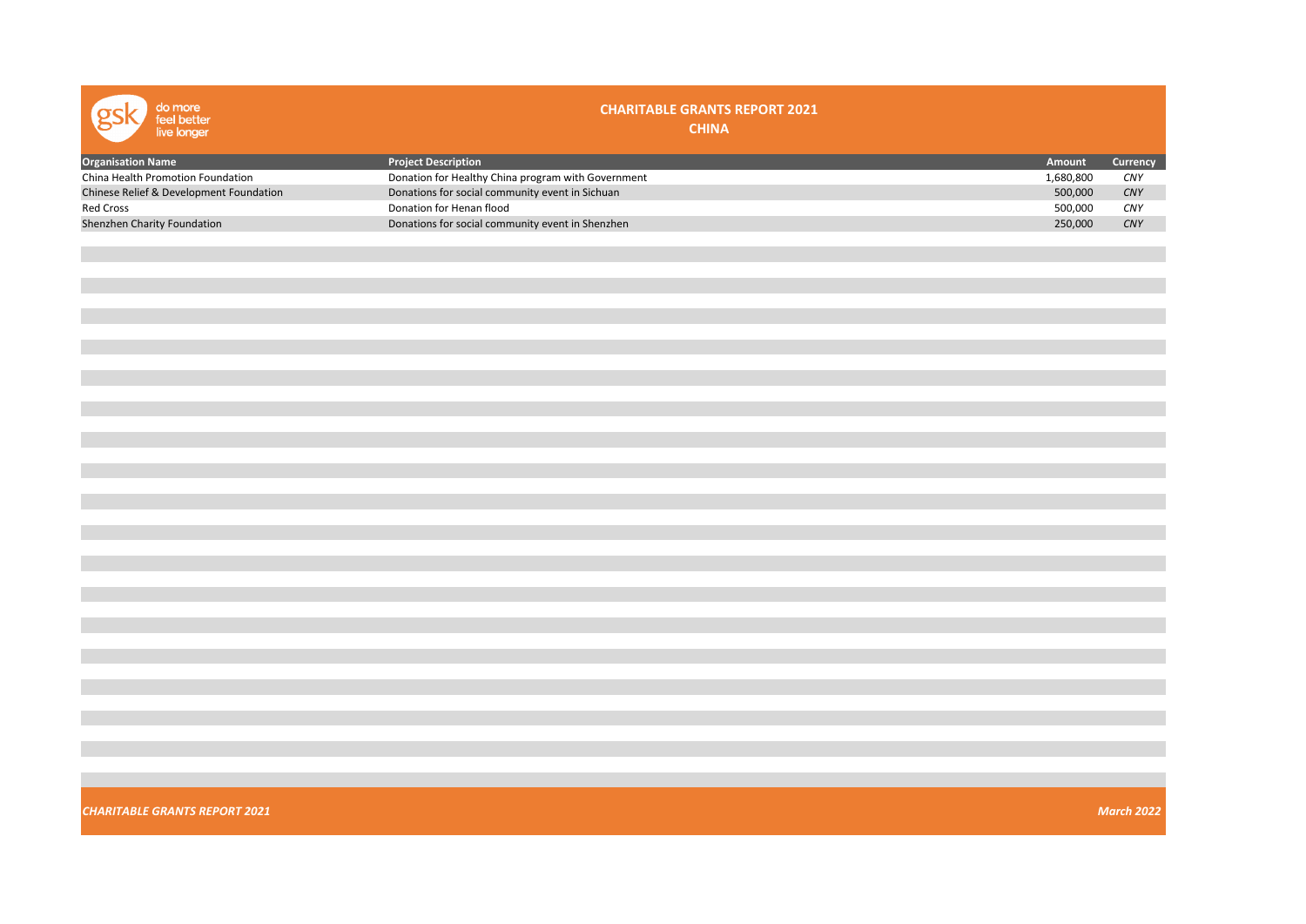# CHARITABLE GRANTS REPORT 2021

## CHINA

| Organisation Name | Project Description | Amount | Currency |
|---|---|---|---|
| China Health Promotion Foundation | Donation for Healthy China program with Government | 1,680,800 | *CNY* |
| Chinese Relief & Development Foundation | Donations for social community event in Sichuan | 500,000 | *CNY* |
| Red Cross | Donation for Henan flood | 500,000 | *CNY* |
| Shenzhen Charity Foundation | Donations for social community event in Shenzhen | 250,000 | *CNY* |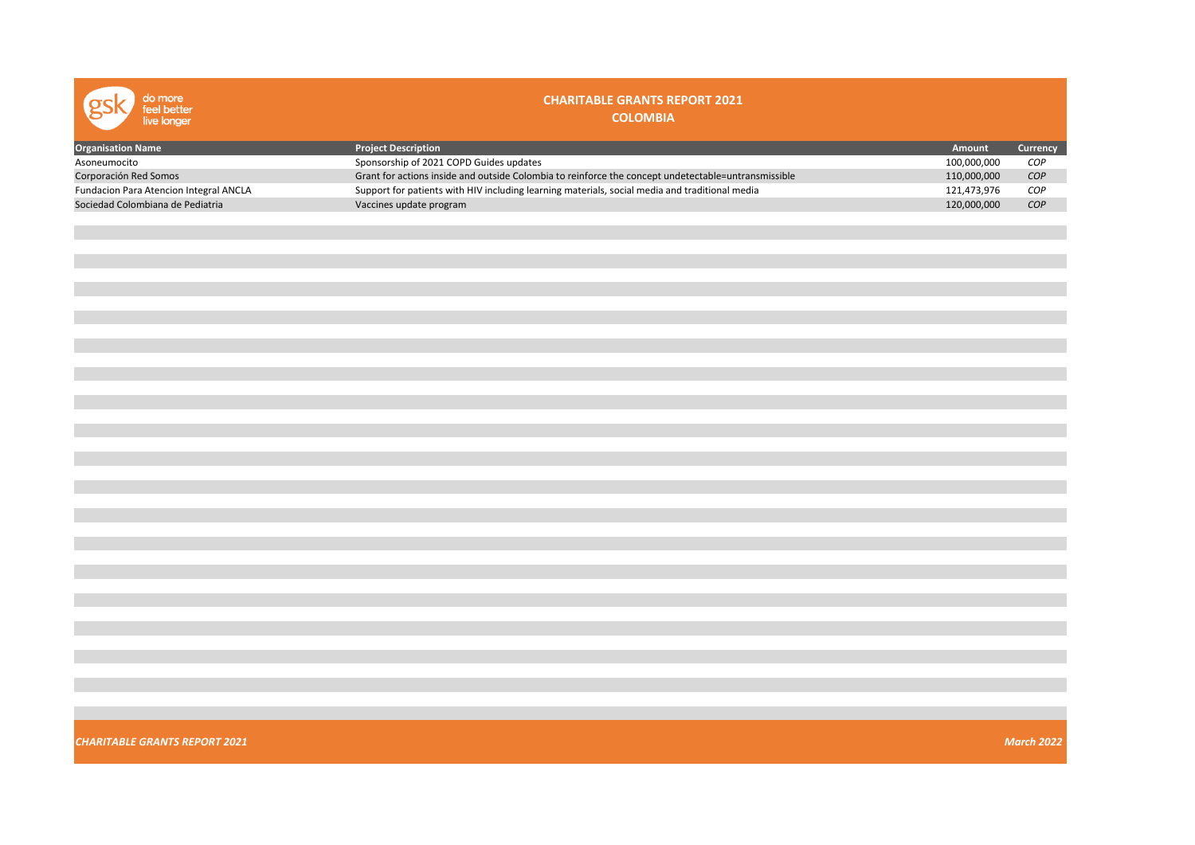# CHARITABLE GRANTS REPORT 2021

## COLOMBIA

| Organisation Name | Project Description | Amount | Currency |
|---|---|---|---|
| Asoneumocito | Sponsorship of 2021 COPD Guides updates | 100,000,000 | COP |
| Corporación Red Somos | Grant for actions inside and outside Colombia to reinforce the concept undetectable=untransmissible | 110,000,000 | COP |
| Fundacion Para Atencion Integral ANCLA | Support for patients with HIV including learning materials, social media and traditional media | 121,473,976 | COP |
| Sociedad Colombiana de Pediatria | Vaccines update program | 120,000,000 | COP |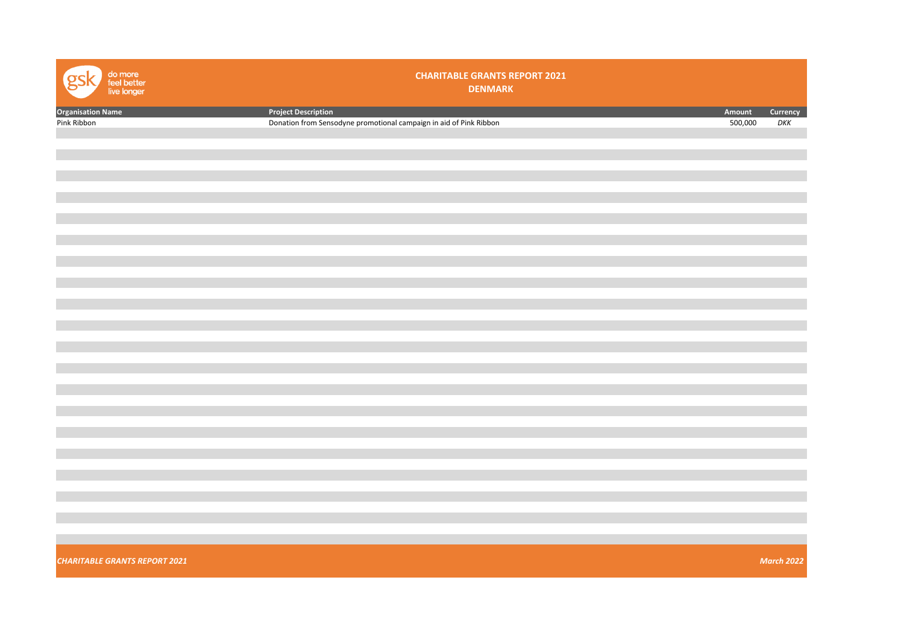# CHARITABLE GRANTS REPORT 2021

## DENMARK

| Organisation Name | Project Description | Amount | Currency |
|---|---|---|---|
| Pink Ribbon | Donation from Sensodyne promotional campaign in aid of Pink Ribbon | 500,000 | *DKK* |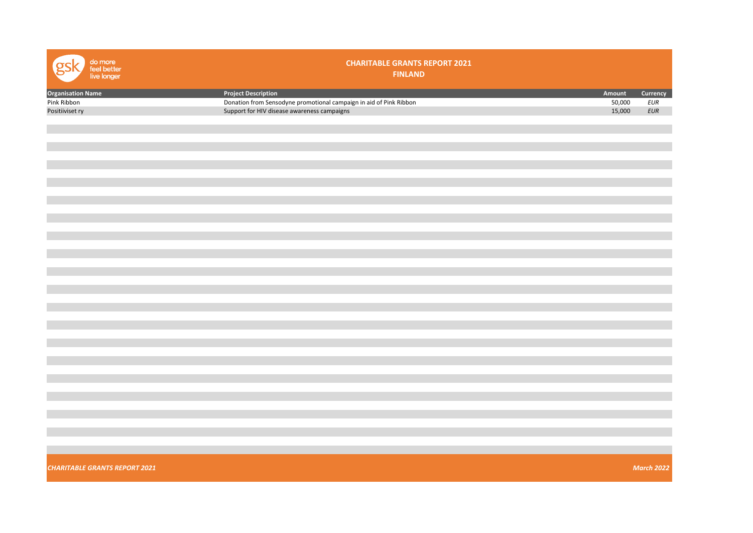# CHARITABLE GRANTS REPORT 2021

## FINLAND

| Organisation Name | Project Description | Amount | Currency |
|---|---|---|---|
| Pink Ribbon | Donation from Sensodyne promotional campaign in aid of Pink Ribbon | 50,000 | *EUR* |
| Positiiviset ry | Support for HIV disease awareness campaigns | 15,000 | *EUR* |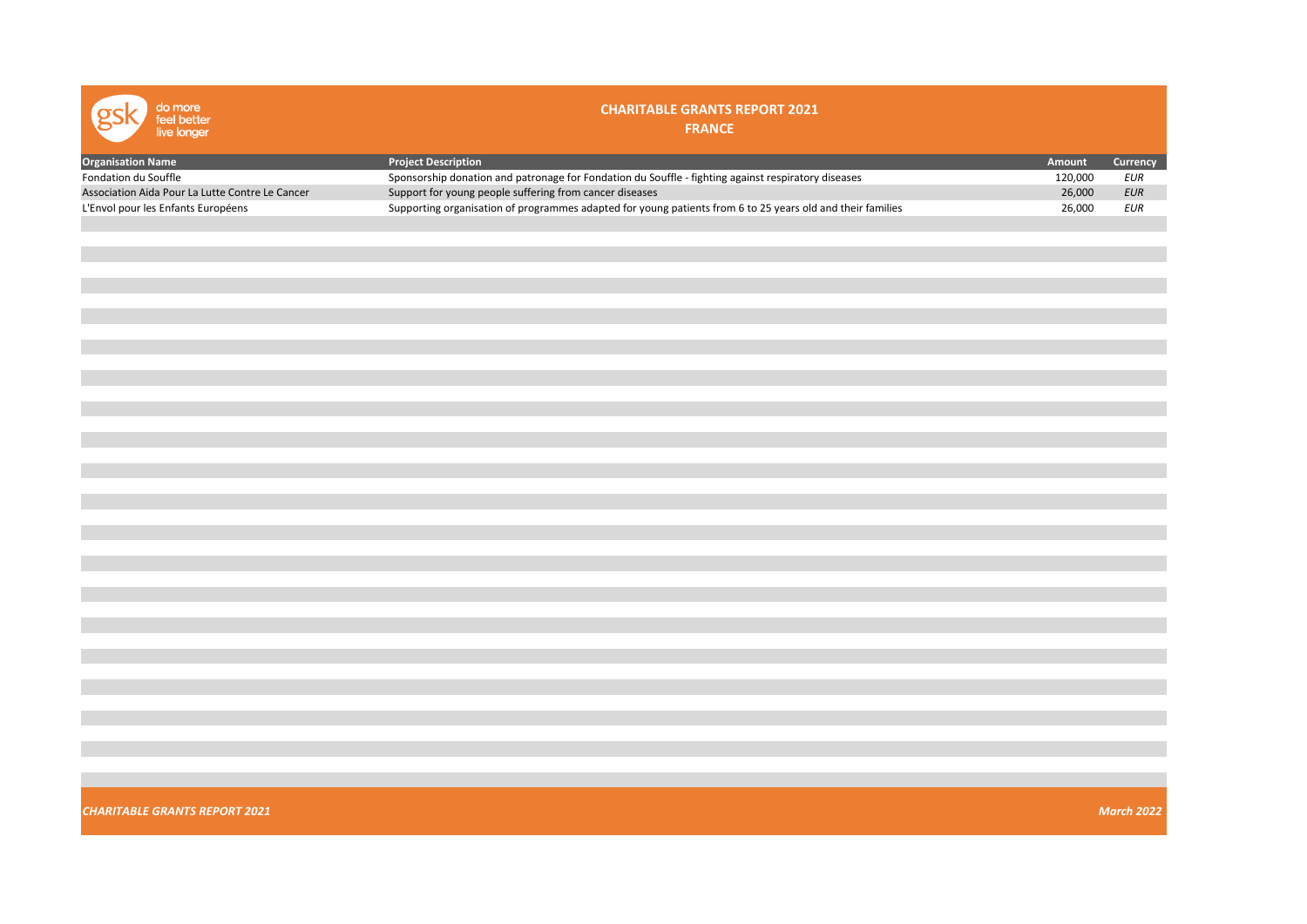# CHARITABLE GRANTS REPORT 2021

## FRANCE

| Organisation Name | Project Description | Amount | Currency |
|---|---|---|---|
| Fondation du Souffle | Sponsorship donation and patronage for Fondation du Souffle - fighting against respiratory diseases | 120,000 | *EUR* |
| Association Aida Pour La Lutte Contre Le Cancer | Support for young people suffering from cancer diseases | 26,000 | *EUR* |
| L'Envol pour les Enfants Européens | Supporting organisation of programmes adapted for young patients from 6 to 25 years old and their families | 26,000 | *EUR* |

*March 2022*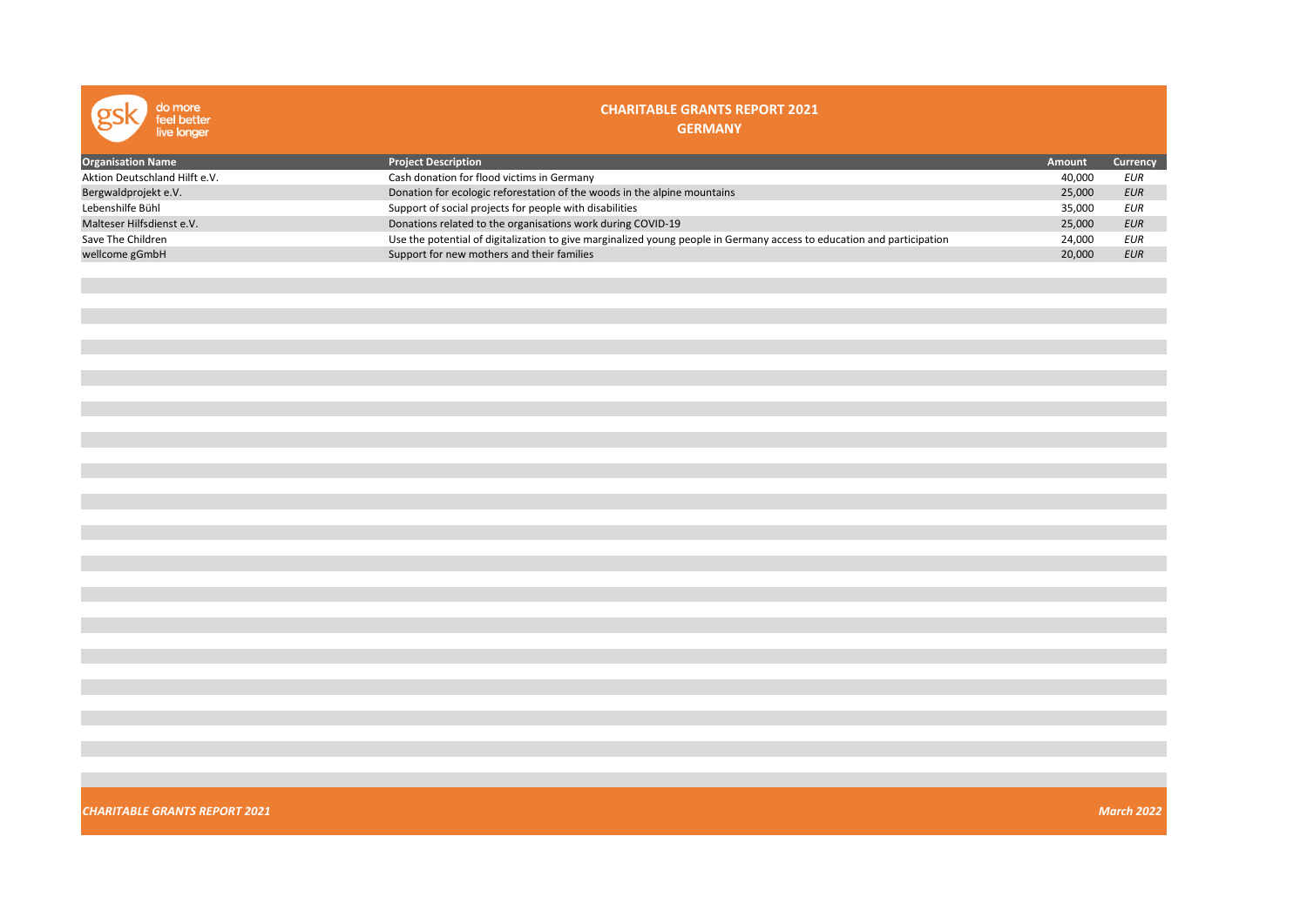# CHARITABLE GRANTS REPORT 2021

## GERMANY

| Organisation Name | Project Description | Amount | Currency |
|---|---|---|---|
| Aktion Deutschland Hilft e.V. | Cash donation for flood victims in Germany | 40,000 | *EUR* |
| Bergwaldprojekt e.V. | Donation for ecologic reforestation of the woods in the alpine mountains | 25,000 | *EUR* |
| Lebenshilfe Bühl | Support of social projects for people with disabilities | 35,000 | *EUR* |
| Malteser Hilfsdienst e.V. | Donations related to the organisations work during COVID-19 | 25,000 | *EUR* |
| Save The Children | Use the potential of digitalization to give marginalized young people in Germany access to education and participation | 24,000 | *EUR* |
| wellcome gGmbH | Support for new mothers and their families | 20,000 | *EUR* |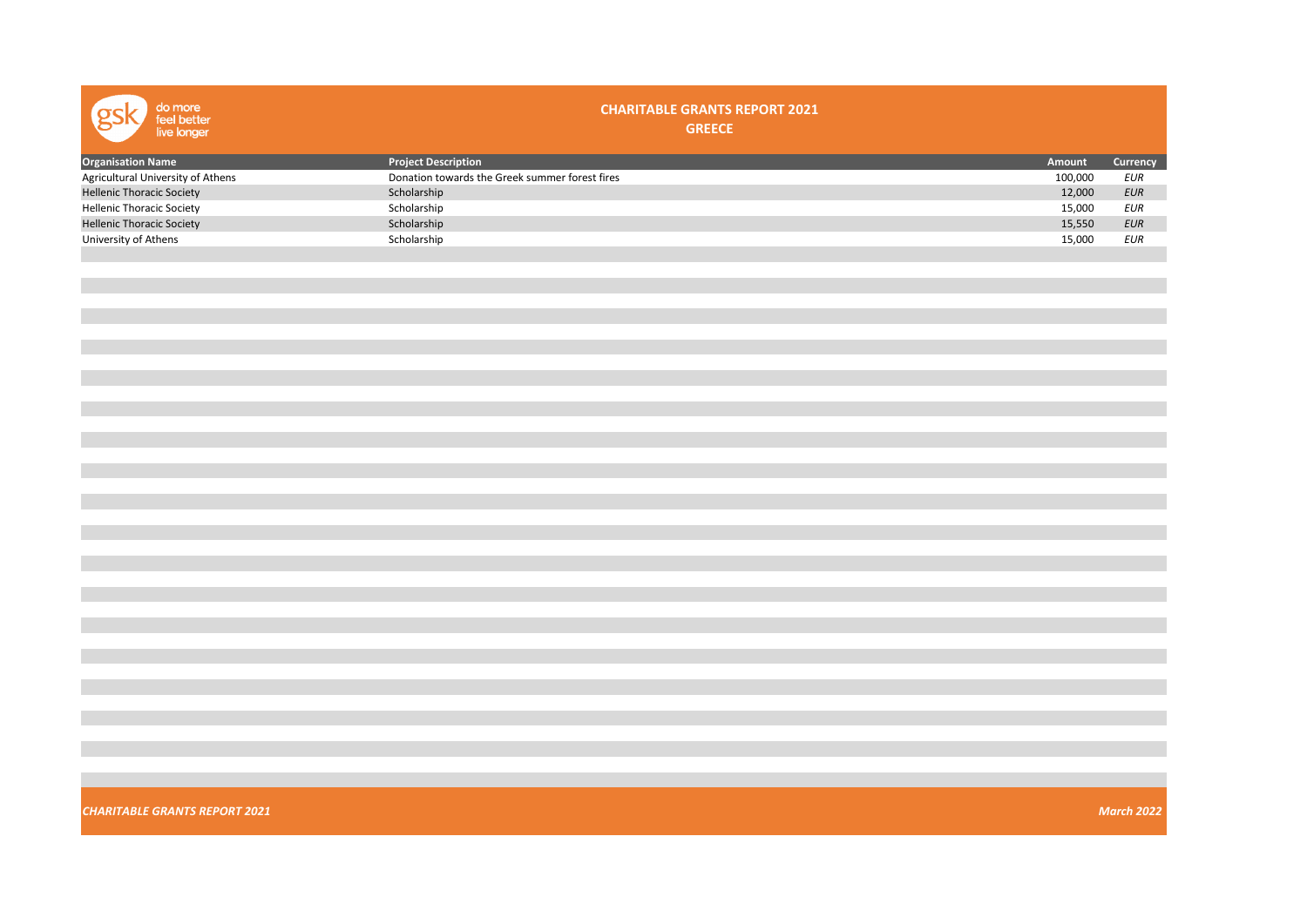# CHARITABLE GRANTS REPORT 2021

## GREECE

| Organisation Name | Project Description | Amount | Currency |
|---|---|---|---|
| Agricultural University of Athens | Donation towards the Greek summer forest fires | 100,000 | *EUR* |
| Hellenic Thoracic Society | Scholarship | 12,000 | *EUR* |
| Hellenic Thoracic Society | Scholarship | 15,000 | *EUR* |
| Hellenic Thoracic Society | Scholarship | 15,550 | *EUR* |
| University of Athens | Scholarship | 15,000 | *EUR* |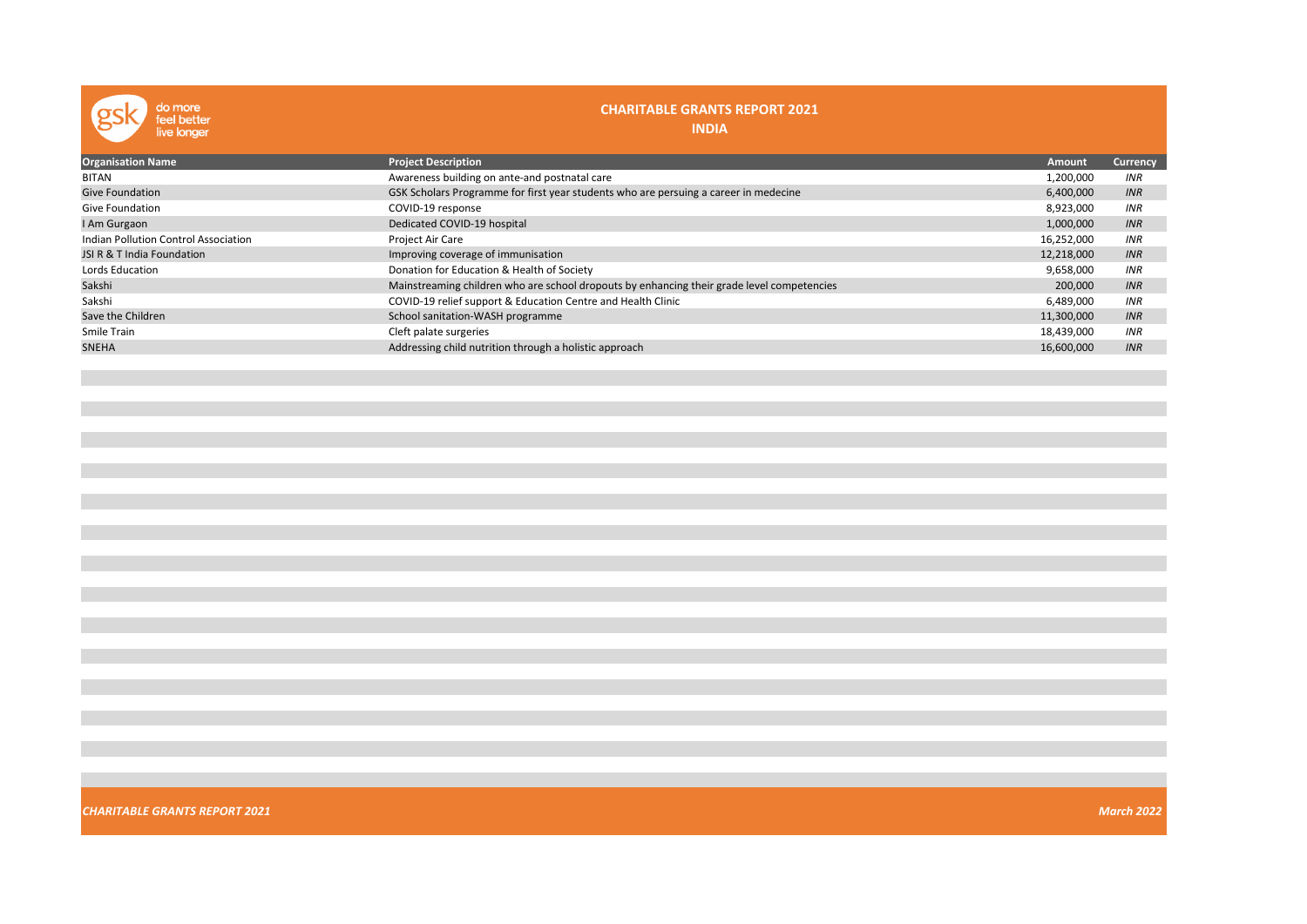# CHARITABLE GRANTS REPORT 2021

## INDIA

| Organisation Name | Project Description | Amount | Currency |
|---|---|---|---|
| BITAN | Awareness building on ante-and postnatal care | 1,200,000 | *INR* |
| Give Foundation | GSK Scholars Programme for first year students who are persuing a career in medecine | 6,400,000 | *INR* |
| Give Foundation | COVID-19 response | 8,923,000 | *INR* |
| I Am Gurgaon | Dedicated COVID-19 hospital | 1,000,000 | *INR* |
| Indian Pollution Control Association | Project Air Care | 16,252,000 | *INR* |
| JSI R & T India Foundation | Improving coverage of immunisation | 12,218,000 | *INR* |
| Lords Education | Donation for Education & Health of Society | 9,658,000 | *INR* |
| Sakshi | Mainstreaming children who are school dropouts by enhancing their grade level competencies | 200,000 | *INR* |
| Sakshi | COVID-19 relief support & Education Centre and Health Clinic | 6,489,000 | *INR* |
| Save the Children | School sanitation-WASH programme | 11,300,000 | *INR* |
| Smile Train | Cleft palate surgeries | 18,439,000 | *INR* |
| SNEHA | Addressing child nutrition through a holistic approach | 16,600,000 | *INR* |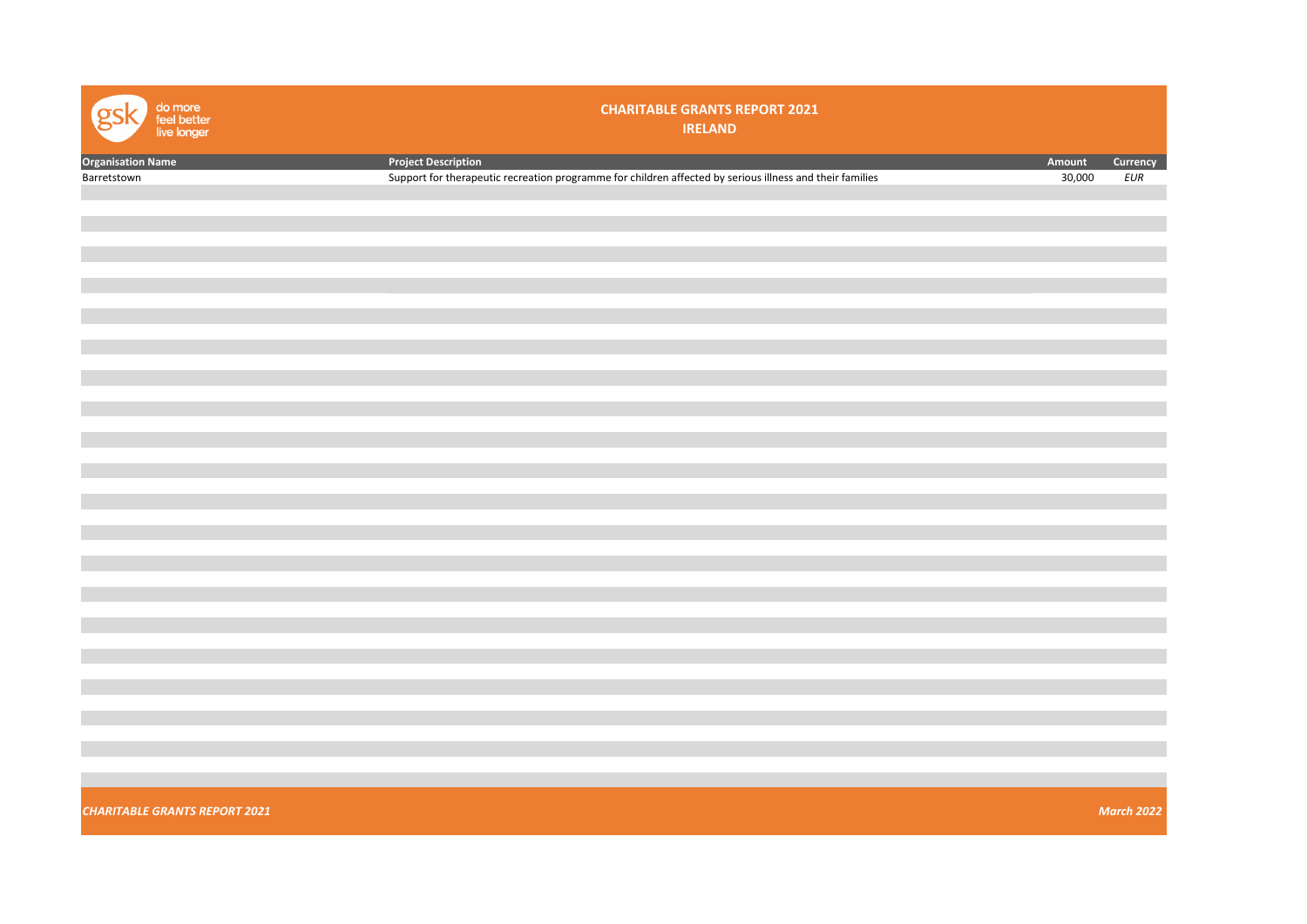# CHARITABLE GRANTS REPORT 2021

## IRELAND

| Organisation Name | Project Description | Amount | Currency |
|---|---|---|---|
| Barretstown | Support for therapeutic recreation programme for children affected by serious illness and their families | 30,000 | *EUR* |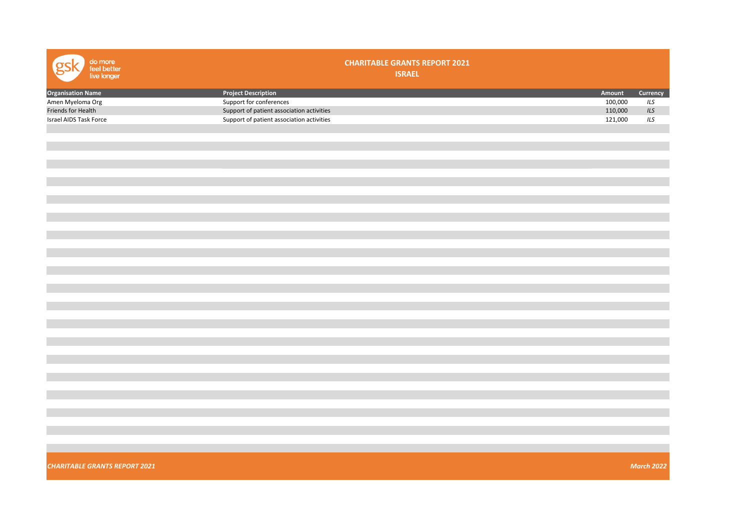# CHARITABLE GRANTS REPORT 2021

## ISRAEL

| Organisation Name | Project Description | Amount | Currency |
|---|---|---|---|
| Amen Myeloma Org | Support for conferences | 100,000 | *ILS* |
| Friends for Health | Support of patient association activities | 110,000 | *ILS* |
| Israel AIDS Task Force | Support of patient association activities | 121,000 | *ILS* |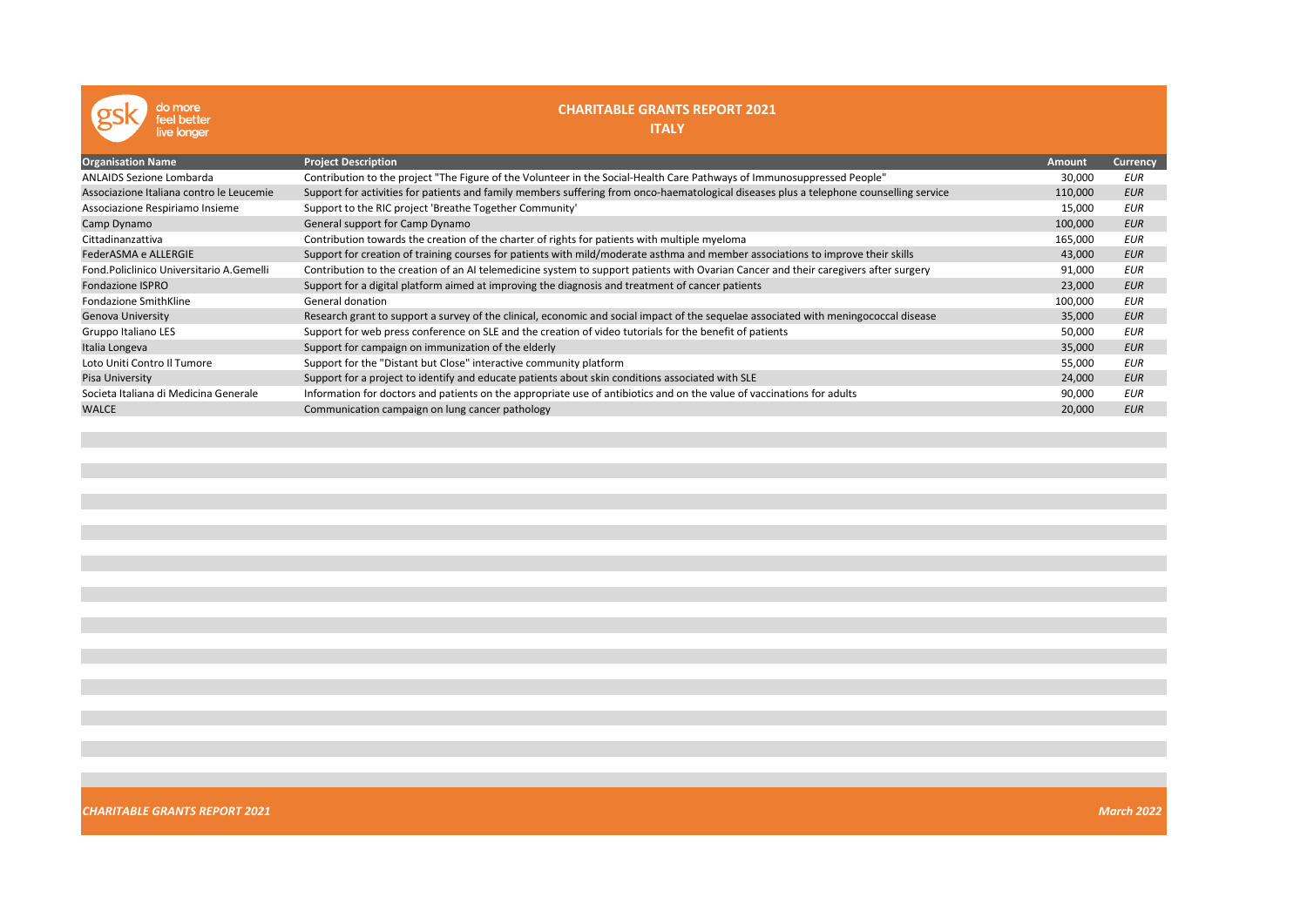# CHARITABLE GRANTS REPORT 2021

## ITALY

| Organisation Name | Project Description | Amount | Currency |
|---|---|---|---|
| ANLAIDS Sezione Lombarda | Contribution to the project "The Figure of the Volunteer in the Social-Health Care Pathways of Immunosuppressed People" | 30,000 | *EUR* |
| Associazione Italiana contro le Leucemie | Support for activities for patients and family members suffering from onco-haematological diseases plus a telephone counselling service | 110,000 | *EUR* |
| Associazione Respiriamo Insieme | Support to the RIC project 'Breathe Together Community' | 15,000 | *EUR* |
| Camp Dynamo | General support for Camp Dynamo | 100,000 | *EUR* |
| Cittadinanzattiva | Contribution towards the creation of the charter of rights for patients with multiple myeloma | 165,000 | *EUR* |
| FederASMA e ALLERGIE | Support for creation of training courses for patients with mild/moderate asthma and member associations to improve their skills | 43,000 | *EUR* |
| Fond.Policlinico Universitario A.Gemelli | Contribution to the creation of an AI telemedicine system to support patients with Ovarian Cancer and their caregivers after surgery | 91,000 | *EUR* |
| Fondazione ISPRO | Support for a digital platform aimed at improving the diagnosis and treatment of cancer patients | 23,000 | *EUR* |
| Fondazione SmithKline | General donation | 100,000 | *EUR* |
| Genova University | Research grant to support a survey of the clinical, economic and social impact of the sequelae associated with meningococcal disease | 35,000 | *EUR* |
| Gruppo Italiano LES | Support for web press conference on SLE and the creation of video tutorials for the benefit of patients | 50,000 | *EUR* |
| Italia Longeva | Support for campaign on immunization of the elderly | 35,000 | *EUR* |
| Loto Uniti Contro Il Tumore | Support for the "Distant but Close" interactive community platform | 55,000 | *EUR* |
| Pisa University | Support for a project to identify and educate patients about skin conditions associated with SLE | 24,000 | *EUR* |
| Societa Italiana di Medicina Generale | Information for doctors and patients on the appropriate use of antibiotics and on the value of vaccinations for adults | 90,000 | *EUR* |
| WALCE | Communication campaign on lung cancer pathology | 20,000 | *EUR* |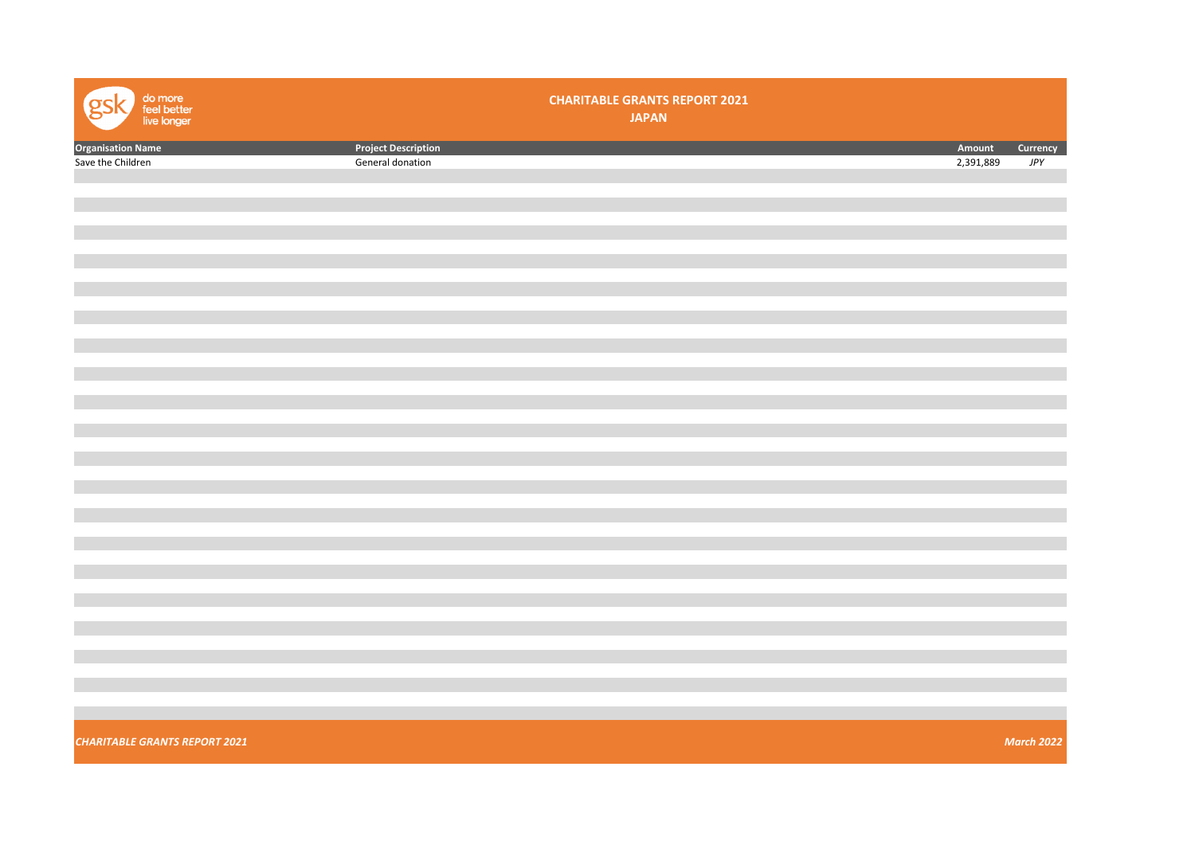# CHARITABLE GRANTS REPORT 2021

## JAPAN

| Organisation Name | Project Description | Amount | Currency |
|---|---|---|---|
| Save the Children | General donation | 2,391,889 | *JPY* |

*CHARITABLE GRANTS REPORT 2021* *March 2022*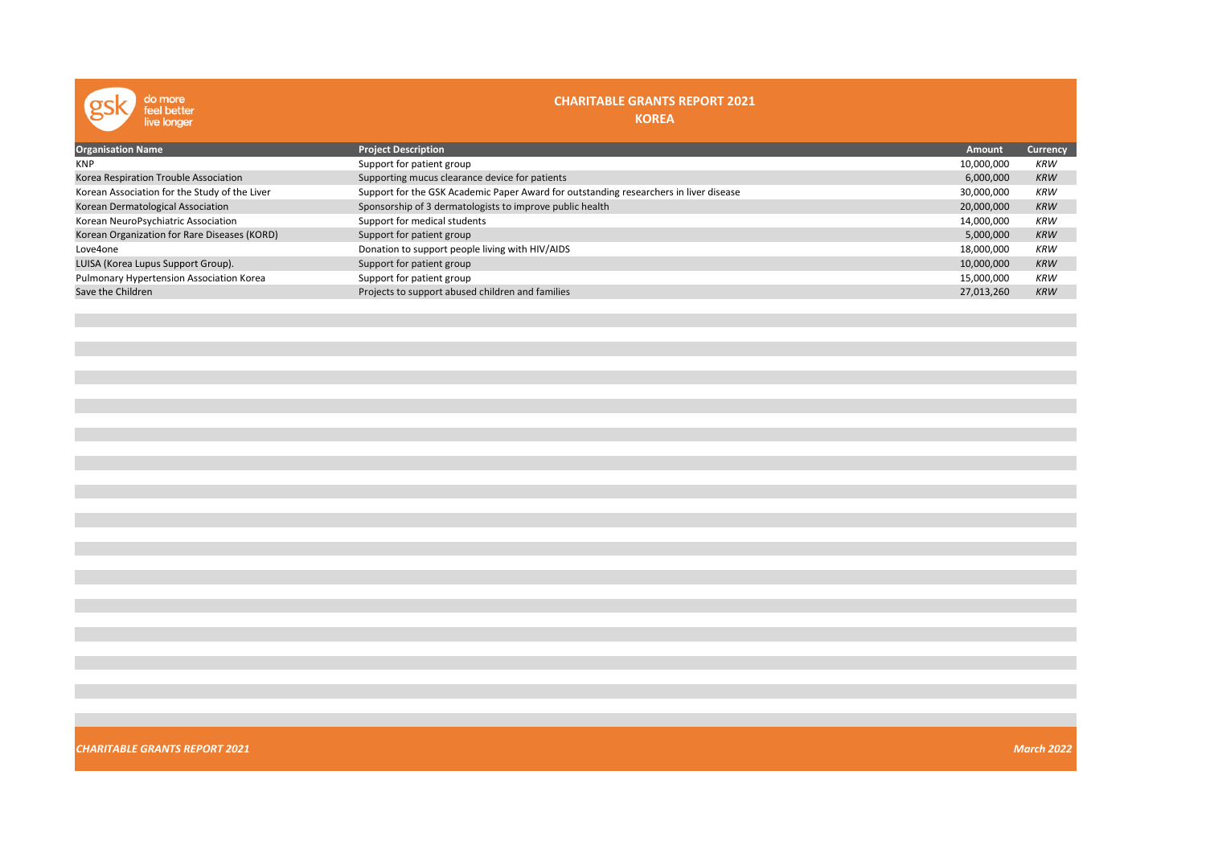# CHARITABLE GRANTS REPORT 2021

## KOREA

| Organisation Name | Project Description | Amount | Currency |
|---|---|---|---|
| KNP | Support for patient group | 10,000,000 | *KRW* |
| Korea Respiration Trouble Association | Supporting mucus clearance device for patients | 6,000,000 | *KRW* |
| Korean Association for the Study of the Liver | Support for the GSK Academic Paper Award for outstanding researchers in liver disease | 30,000,000 | *KRW* |
| Korean Dermatological Association | Sponsorship of 3 dermatologists to improve public health | 20,000,000 | *KRW* |
| Korean NeuroPsychiatric Association | Support for medical students | 14,000,000 | *KRW* |
| Korean Organization for Rare Diseases (KORD) | Support for patient group | 5,000,000 | *KRW* |
| Love4one | Donation to support people living with HIV/AIDS | 18,000,000 | *KRW* |
| LUISA (Korea Lupus Support Group). | Support for patient group | 10,000,000 | *KRW* |
| Pulmonary Hypertension Association Korea | Support for patient group | 15,000,000 | *KRW* |
| Save the Children | Projects to support abused children and families | 27,013,260 | *KRW* |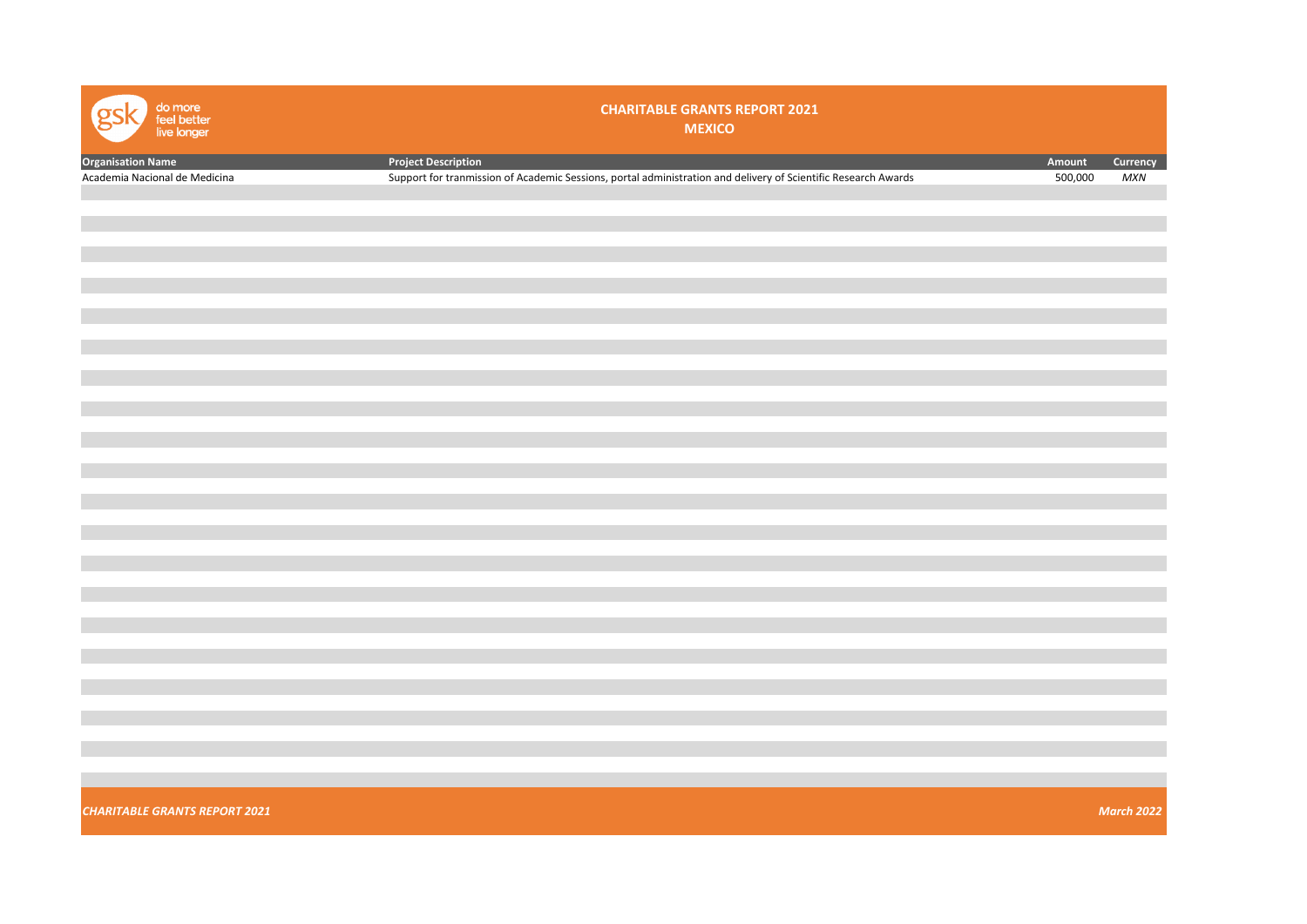# CHARITABLE GRANTS REPORT 2021

## MEXICO

| Organisation Name | Project Description | Amount | Currency |
|---|---|---|---|
| Academia Nacional de Medicina | Support for tranmission of Academic Sessions, portal administration and delivery of Scientific Research Awards | 500,000 | *MXN* |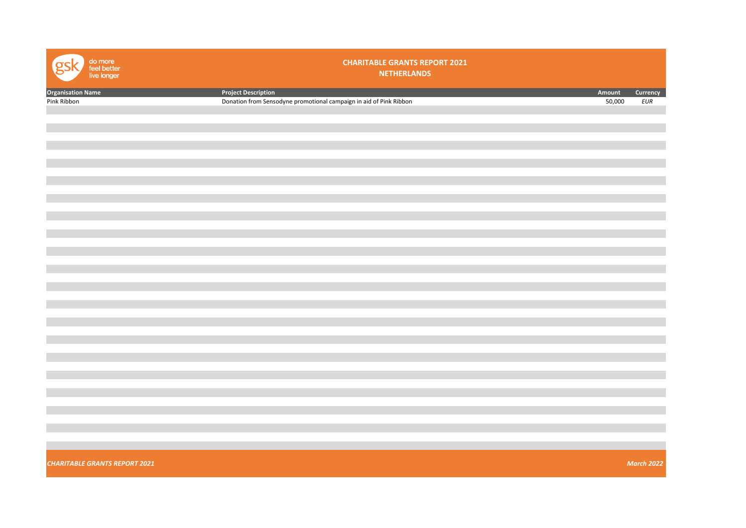# CHARITABLE GRANTS REPORT 2021
## NETHERLANDS

| Organisation Name | Project Description | Amount | Currency |
|---|---|---|---|
| Pink Ribbon | Donation from Sensodyne promotional campaign in aid of Pink Ribbon | 50,000 | *EUR* |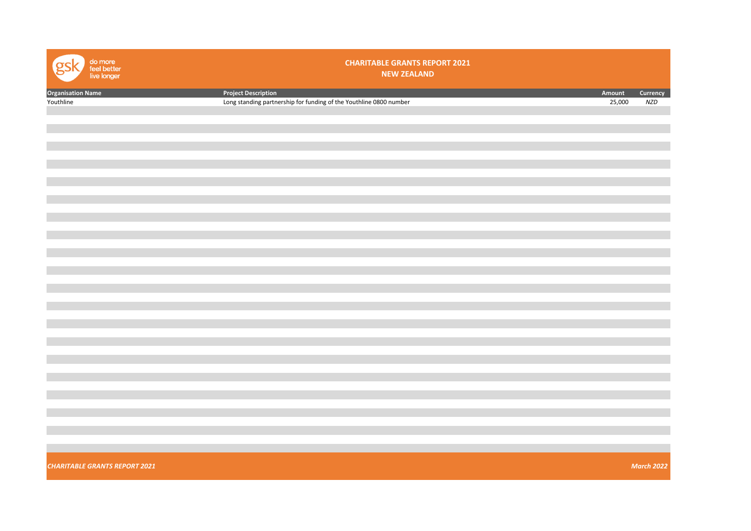# CHARITABLE GRANTS REPORT 2021
## NEW ZEALAND

| Organisation Name | Project Description | Amount | Currency |
|---|---|---|---|
| Youthline | Long standing partnership for funding of the Youthline 0800 number | 25,000 | *NZD* |

***CHARITABLE GRANTS REPORT 2021*** ***March 2022***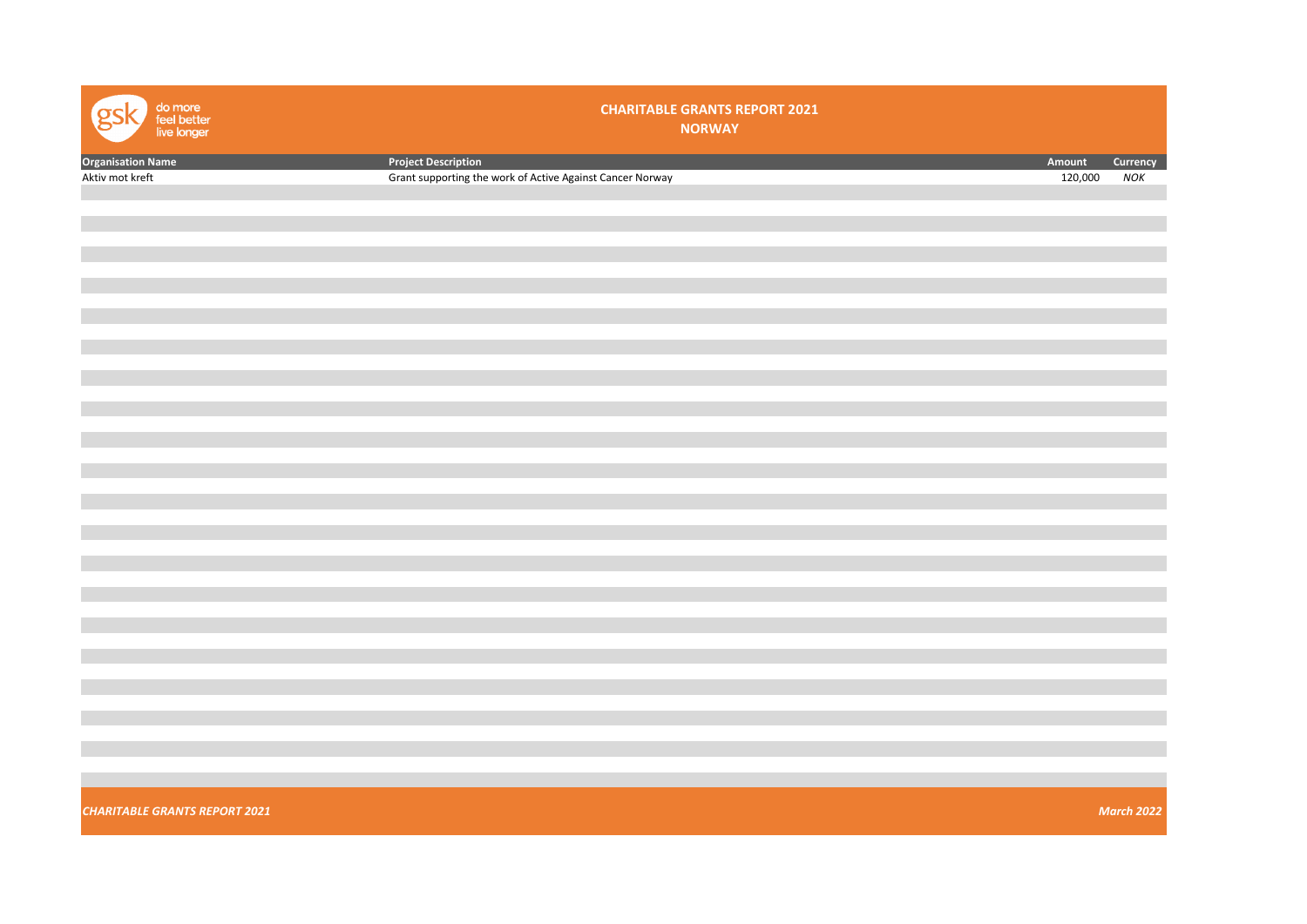# CHARITABLE GRANTS REPORT 2021

## NORWAY

| Organisation Name | Project Description | Amount | Currency |
|---|---|---|---|
| Aktiv mot kreft | Grant supporting the work of Active Against Cancer Norway | 120,000 | *NOK* |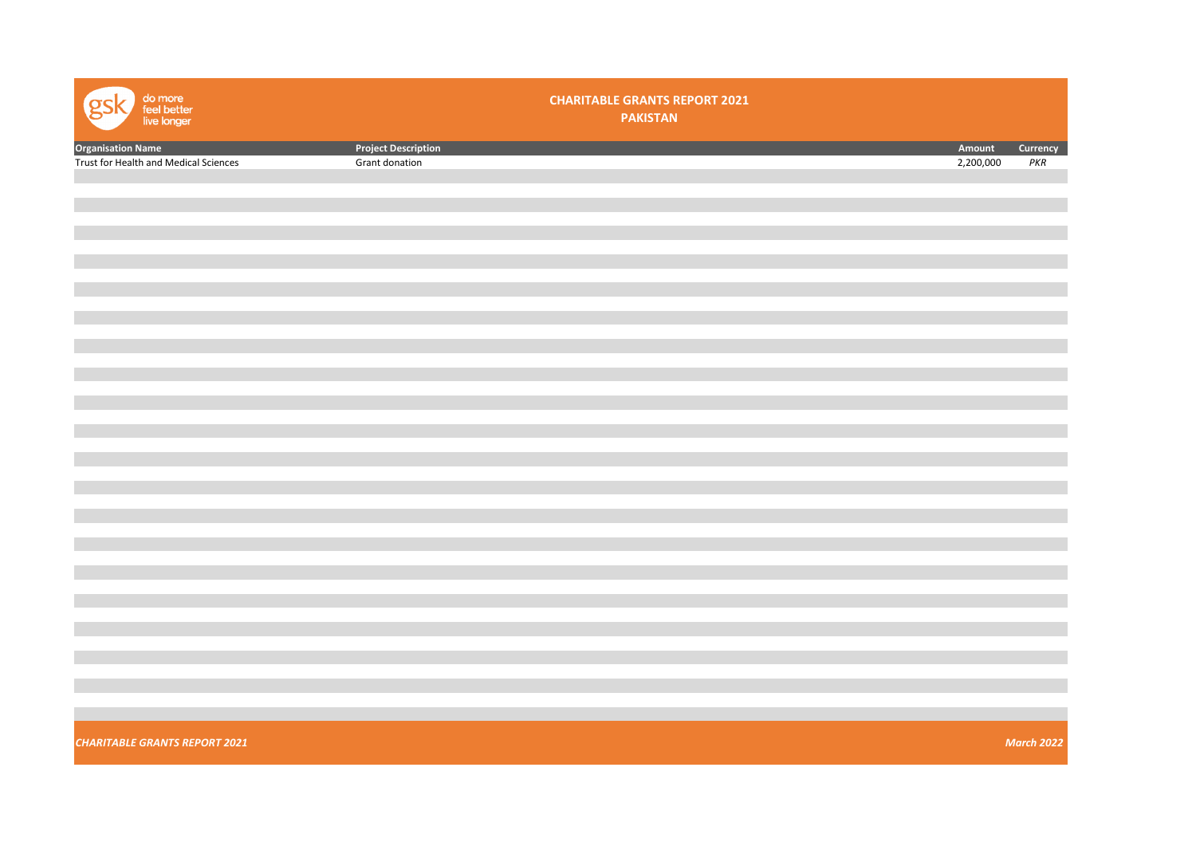# CHARITABLE GRANTS REPORT 2021

## PAKISTAN

| Organisation Name | Project Description | Amount | Currency |
|---|---|---|---|
| Trust for Health and Medical Sciences | Grant donation | 2,200,000 | *PKR* |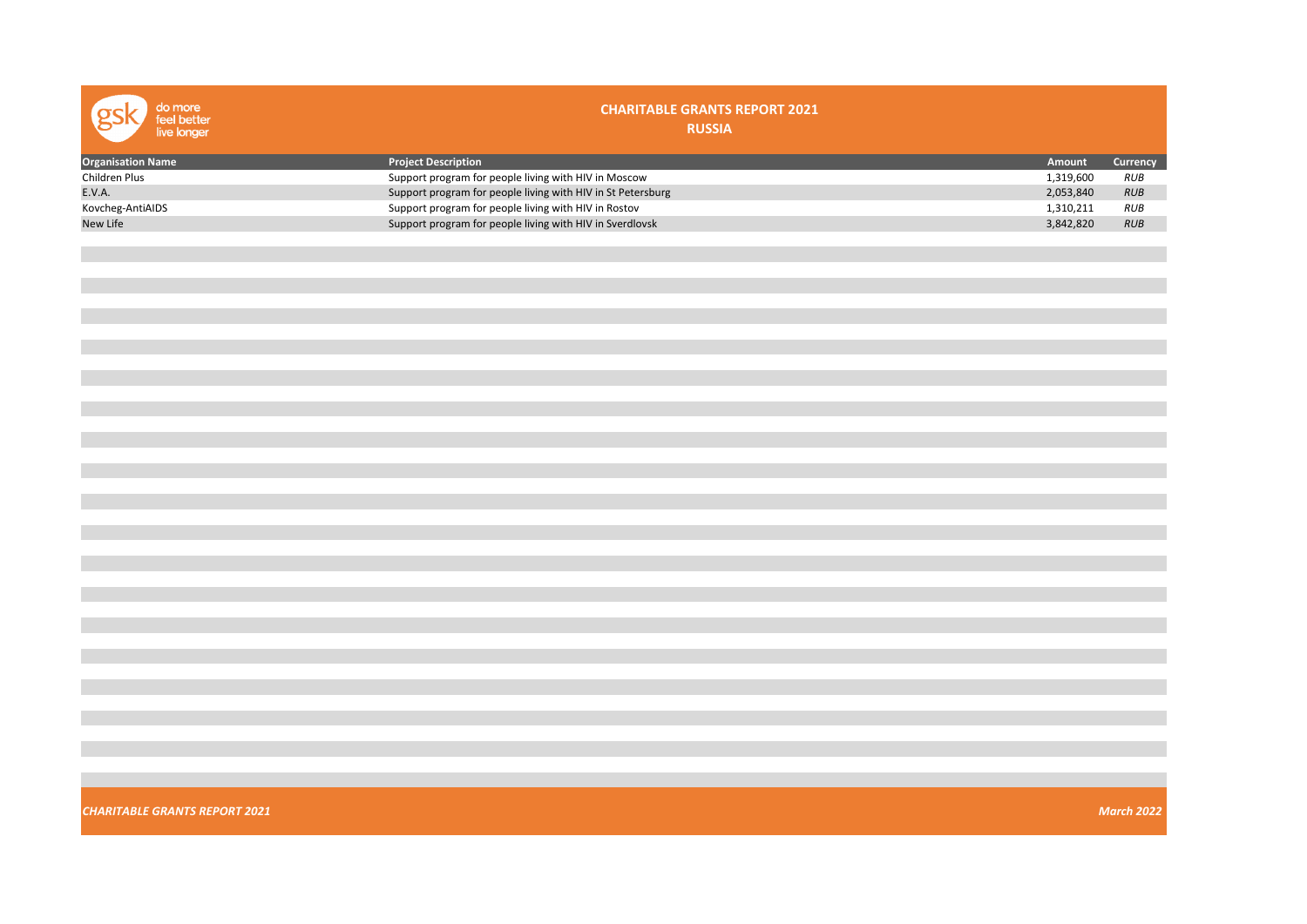# CHARITABLE GRANTS REPORT 2021

## RUSSIA

| Organisation Name | Project Description | Amount | Currency |
|---|---|---|---|
| Children Plus | Support program for people living with HIV in Moscow | 1,319,600 | RUB |
| E.V.A. | Support program for people living with HIV in St Petersburg | 2,053,840 | RUB |
| Kovcheg-AntiAIDS | Support program for people living with HIV in Rostov | 1,310,211 | RUB |
| New Life | Support program for people living with HIV in Sverdlovsk | 3,842,820 | RUB |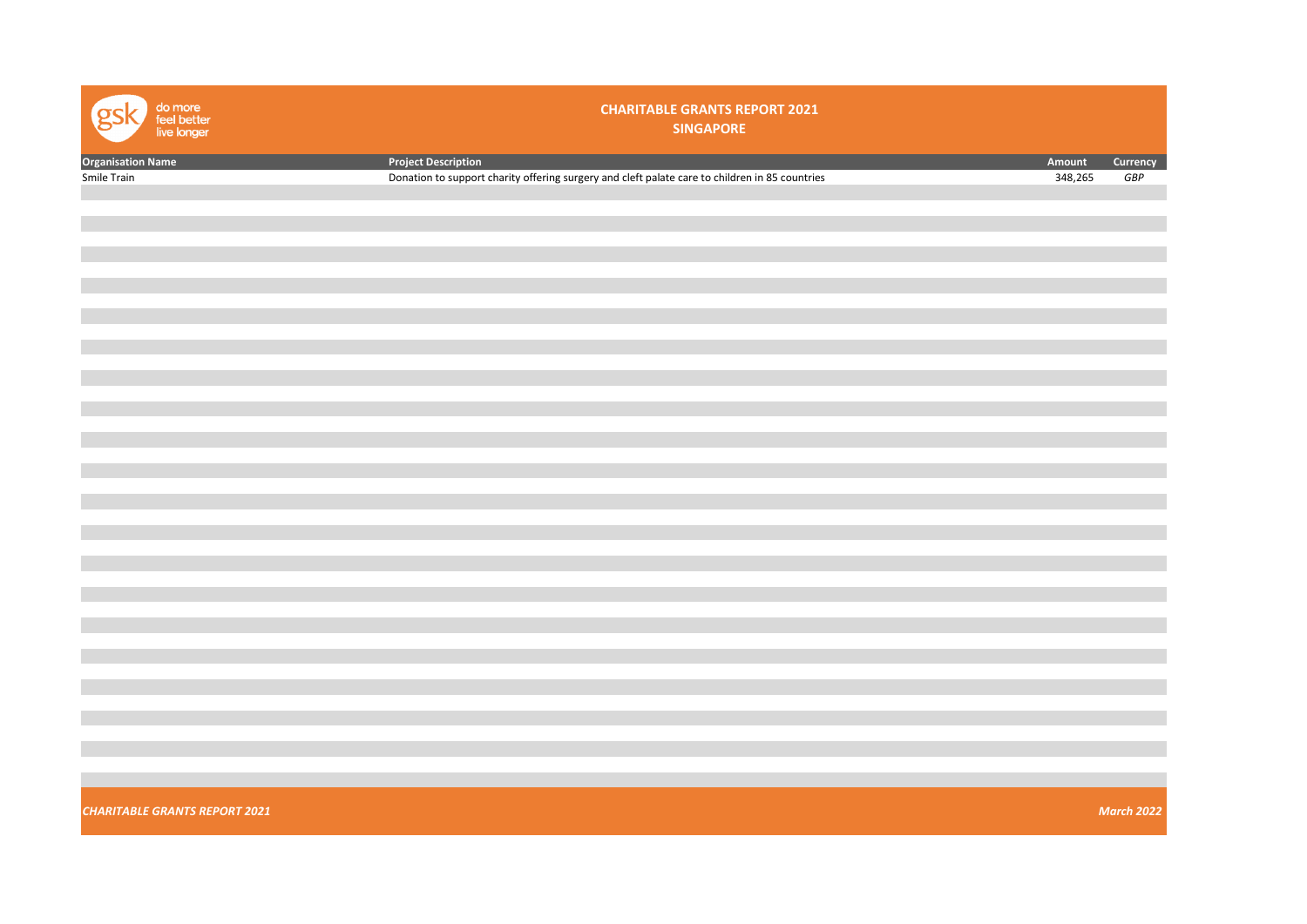# CHARITABLE GRANTS REPORT 2021

## SINGAPORE

| Organisation Name | Project Description | Amount | Currency |
|---|---|---|---|
| Smile Train | Donation to support charity offering surgery and cleft palate care to children in 85 countries | 348,265 | *GBP* |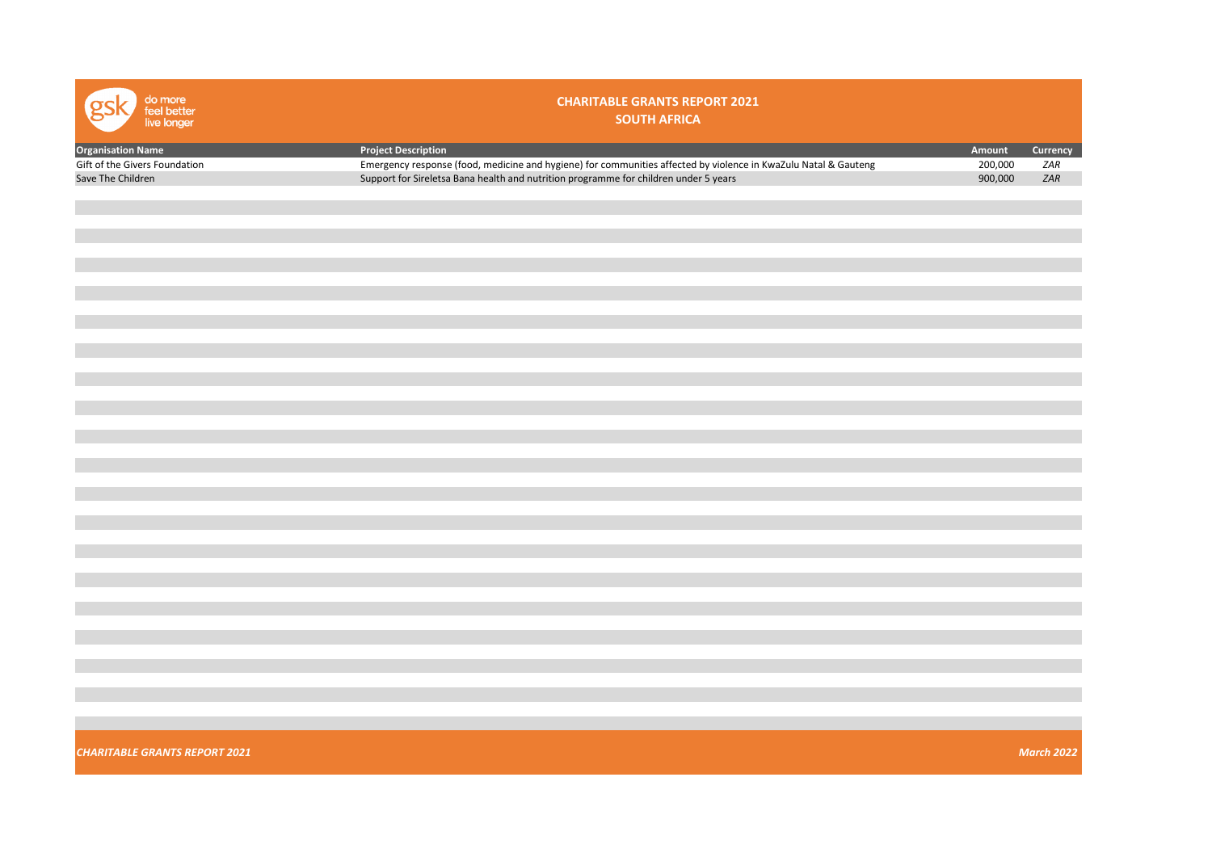# CHARITABLE GRANTS REPORT 2021

## SOUTH AFRICA

| Organisation Name | Project Description | Amount | Currency |
|---|---|---|---|
| Gift of the Givers Foundation | Emergency response (food, medicine and hygiene) for communities affected by violence in KwaZulu Natal & Gauteng | 200,000 | *ZAR* |
| Save The Children | Support for Sireletsa Bana health and nutrition programme for children under 5 years | 900,000 | *ZAR* |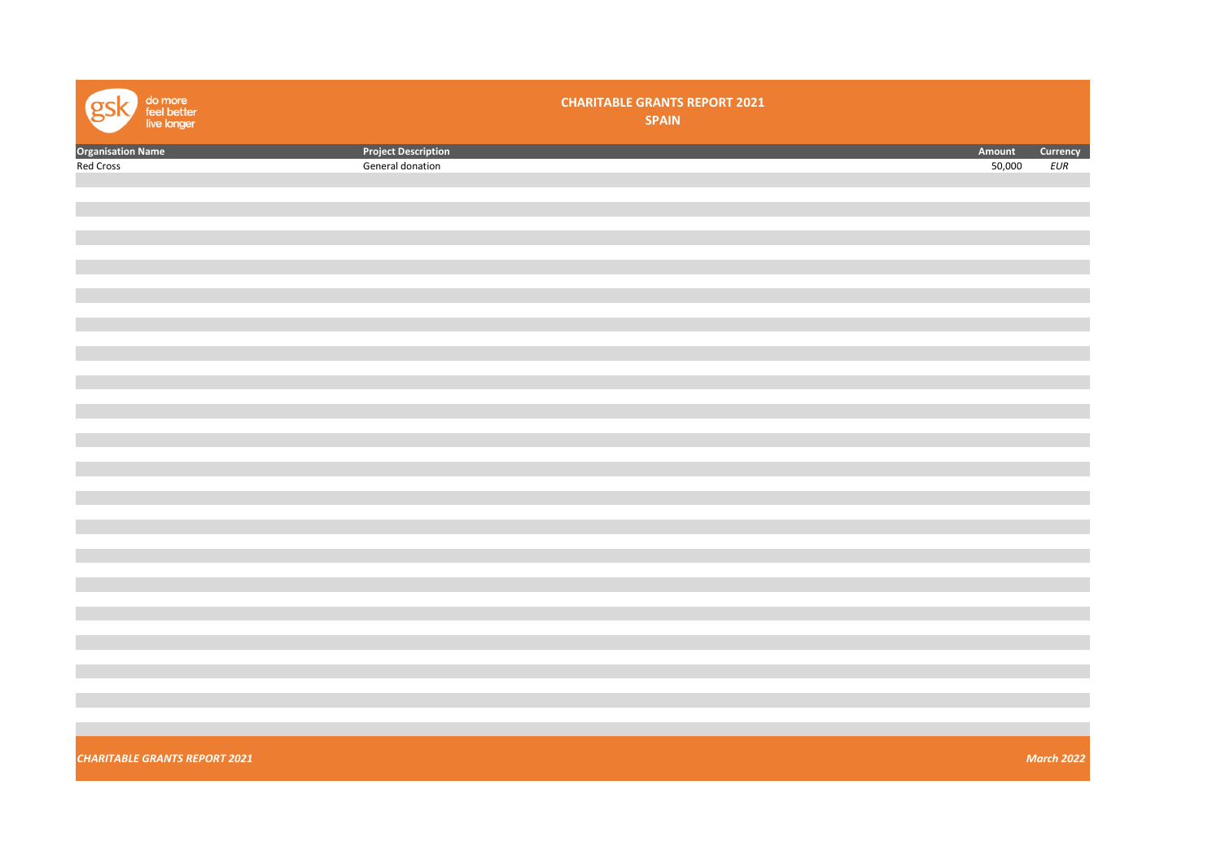# CHARITABLE GRANTS REPORT 2021

## SPAIN

| Organisation Name | Project Description | Amount | Currency |
|---|---|---|---|
| Red Cross | General donation | 50,000 | *EUR* |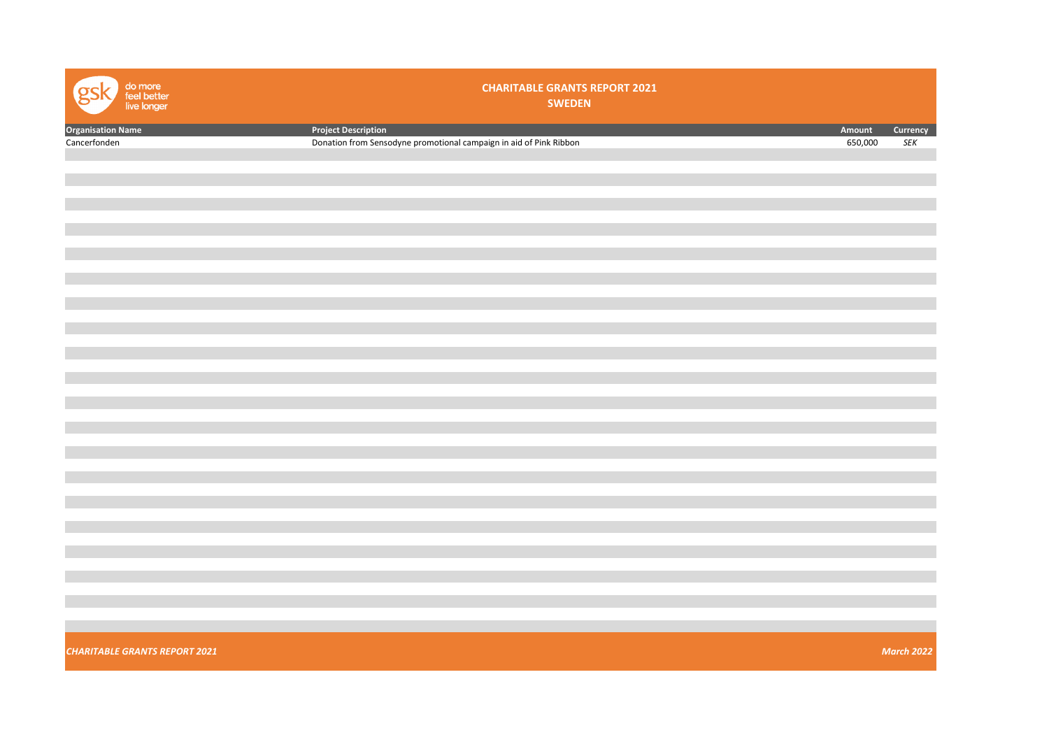# CHARITABLE GRANTS REPORT 2021

## SWEDEN

| Organisation Name | Project Description | Amount | Currency |
|---|---|---|---|
| Cancerfonden | Donation from Sensodyne promotional campaign in aid of Pink Ribbon | 650,000 | *SEK* |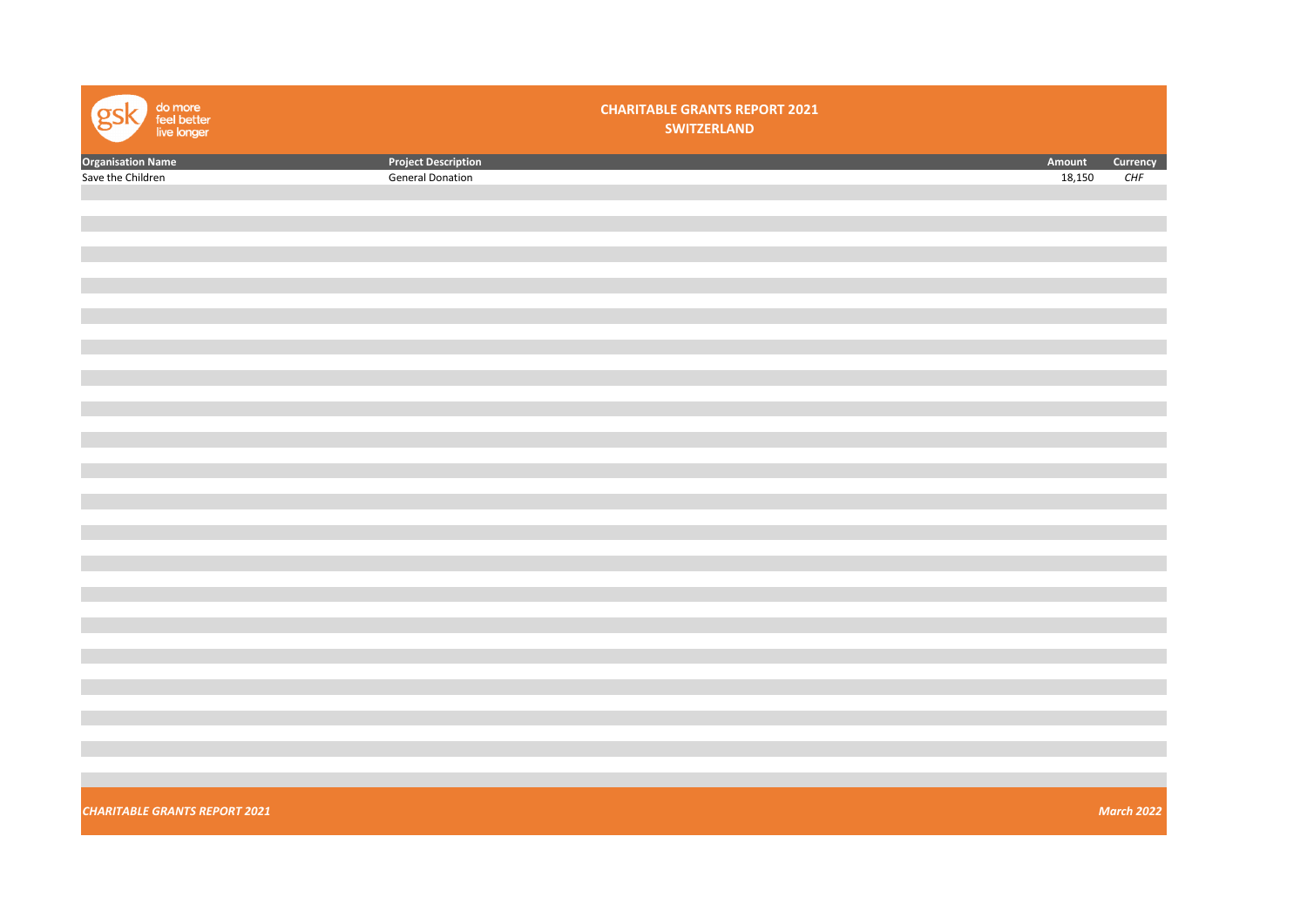# CHARITABLE GRANTS REPORT 2021

## SWITZERLAND

| Organisation Name | Project Description | Amount | Currency |
|---|---|---|---|
| Save the Children | General Donation | 18,150 | *CHF* |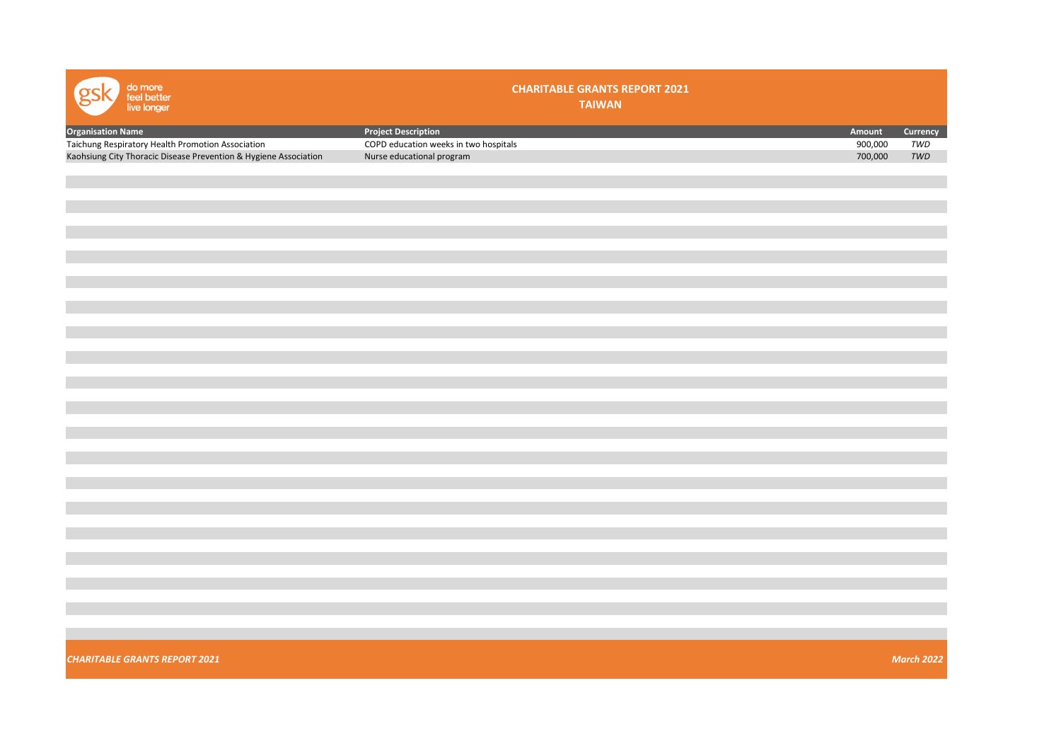# CHARITABLE GRANTS REPORT 2021

## TAIWAN

| Organisation Name | Project Description | Amount | Currency |
|---|---|---|---|
| Taichung Respiratory Health Promotion Association | COPD education weeks in two hospitals | 900,000 | *TWD* |
| Kaohsiung City Thoracic Disease Prevention & Hygiene Association | Nurse educational program | 700,000 | *TWD* |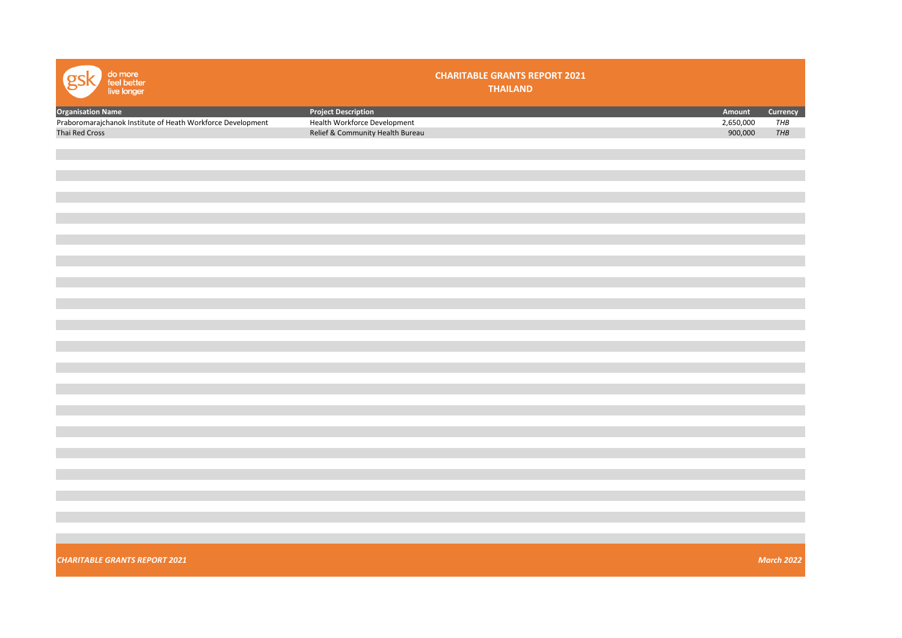# CHARITABLE GRANTS REPORT 2021

## THAILAND

| Organisation Name | Project Description | Amount | Currency |
|---|---|---|---|
| Praboromarajchanok Institute of Heath Workforce Development | Health Workforce Development | 2,650,000 | *THB* |
| Thai Red Cross | Relief & Community Health Bureau | 900,000 | *THB* |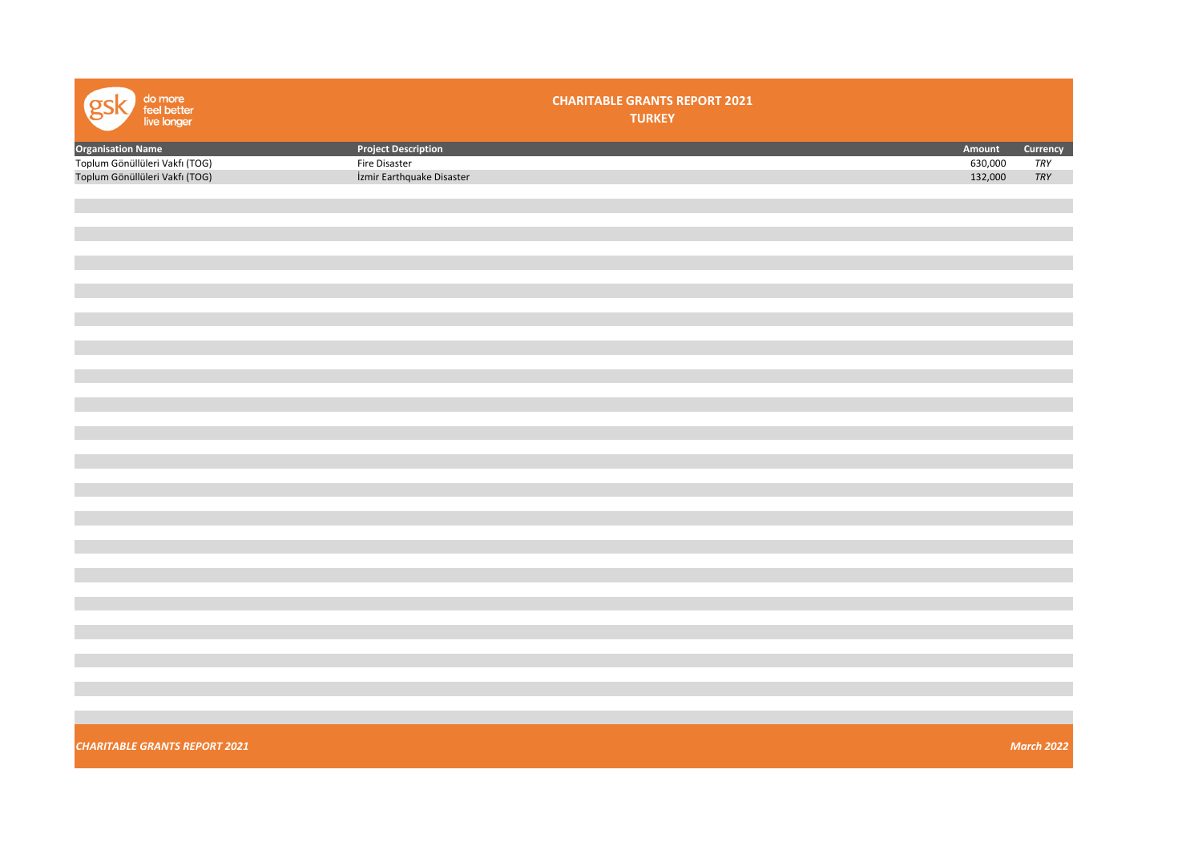# CHARITABLE GRANTS REPORT 2021

## TURKEY

| Organisation Name | Project Description | Amount | Currency |
|---|---|---|---|
| Toplum Gönüllüleri Vakfı (TOG) | Fire Disaster | 630,000 | *TRY* |
| Toplum Gönüllüleri Vakfı (TOG) | İzmir Earthquake Disaster | 132,000 | *TRY* |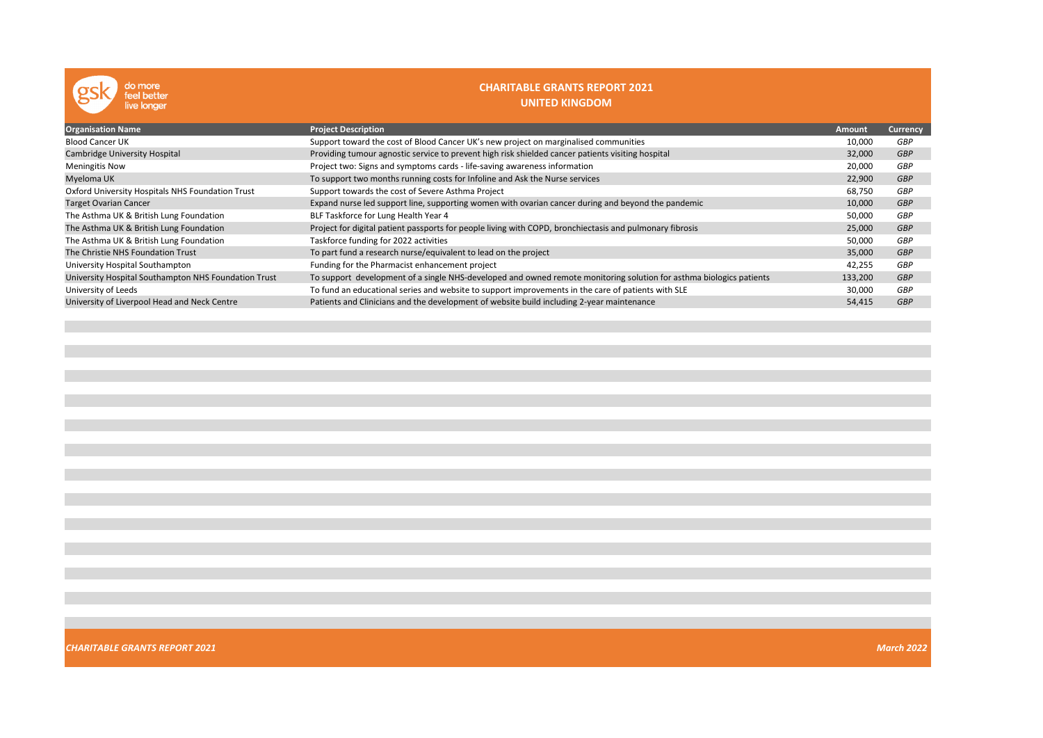# CHARITABLE GRANTS REPORT 2021

## UNITED KINGDOM

| Organisation Name | Project Description | Amount | Currency |
|---|---|---|---|
| Blood Cancer UK | Support toward the cost of Blood Cancer UK's new project on marginalised communities | 10,000 | *GBP* |
| Cambridge University Hospital | Providing tumour agnostic service to prevent high risk shielded cancer patients visiting hospital | 32,000 | *GBP* |
| Meningitis Now | Project two: Signs and symptoms cards - life-saving awareness information | 20,000 | *GBP* |
| Myeloma UK | To support two months running costs for Infoline and Ask the Nurse services | 22,900 | *GBP* |
| Oxford University Hospitals NHS Foundation Trust | Support towards the cost of Severe Asthma Project | 68,750 | *GBP* |
| Target Ovarian Cancer | Expand nurse led support line, supporting women with ovarian cancer during and beyond the pandemic | 10,000 | *GBP* |
| The Asthma UK & British Lung Foundation | BLF Taskforce for Lung Health Year 4 | 50,000 | *GBP* |
| The Asthma UK & British Lung Foundation | Project for digital patient passports for people living with COPD, bronchiectasis and pulmonary fibrosis | 25,000 | *GBP* |
| The Asthma UK & British Lung Foundation | Taskforce funding for 2022 activities | 50,000 | *GBP* |
| The Christie NHS Foundation Trust | To part fund a research nurse/equivalent to lead on the project | 35,000 | *GBP* |
| University Hospital Southampton | Funding for the Pharmacist enhancement project | 42,255 | *GBP* |
| University Hospital Southampton NHS Foundation Trust | To support development of a single NHS-developed and owned remote monitoring solution for asthma biologics patients | 133,200 | *GBP* |
| University of Leeds | To fund an educational series and website to support improvements in the care of patients with SLE | 30,000 | *GBP* |
| University of Liverpool Head and Neck Centre | Patients and Clinicians and the development of website build including 2-year maintenance | 54,415 | *GBP* |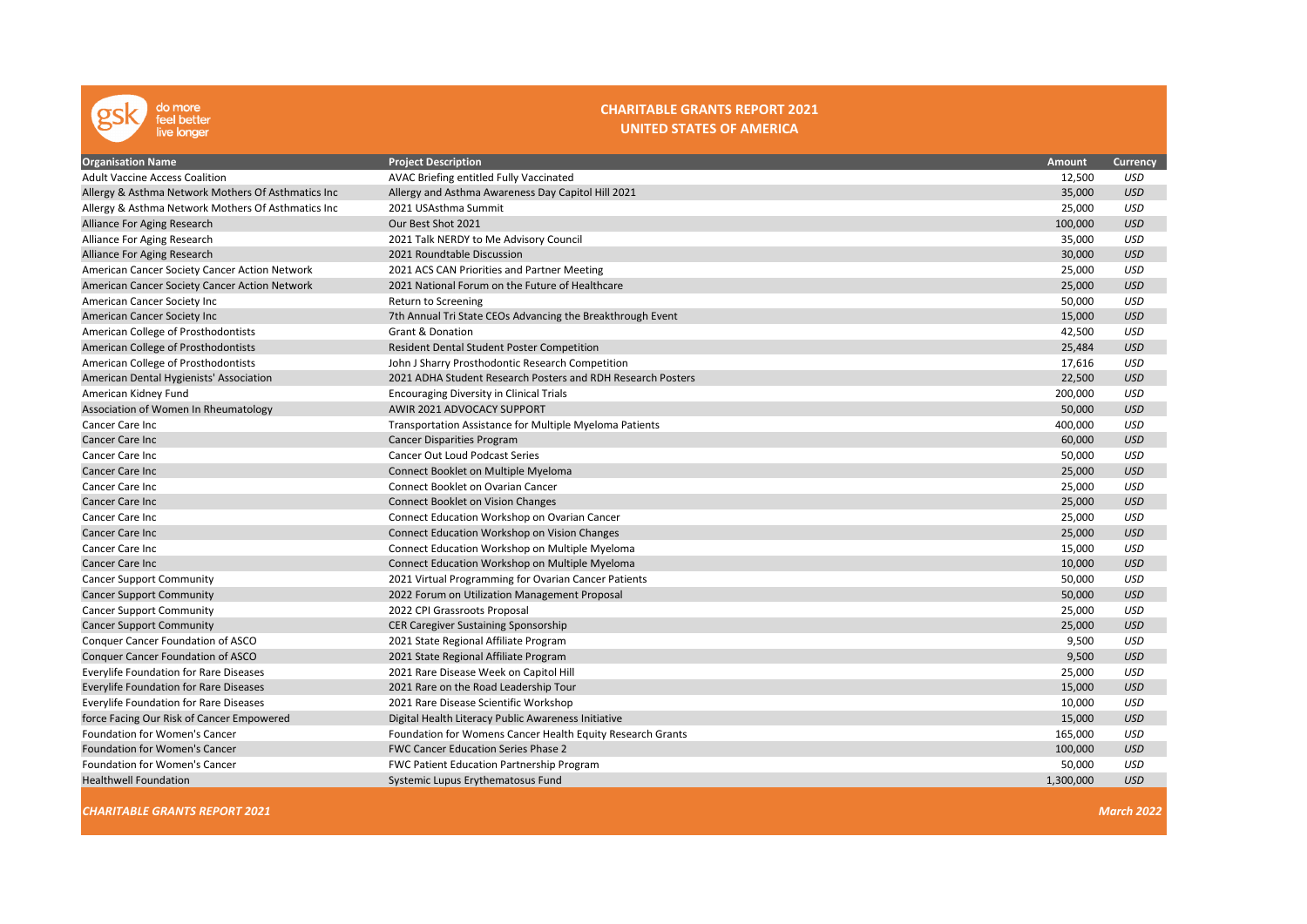# CHARITABLE GRANTS REPORT 2021
## UNITED STATES OF AMERICA

| Organisation Name | Project Description | Amount | Currency |
|---|---|---|---|
| Adult Vaccine Access Coalition | AVAC Briefing entitled Fully Vaccinated | 12,500 | USD |
| Allergy & Asthma Network Mothers Of Asthmatics Inc | Allergy and Asthma Awareness Day Capitol Hill 2021 | 35,000 | USD |
| Allergy & Asthma Network Mothers Of Asthmatics Inc | 2021 USAsthma Summit | 25,000 | USD |
| Alliance For Aging Research | Our Best Shot 2021 | 100,000 | USD |
| Alliance For Aging Research | 2021 Talk NERDY to Me Advisory Council | 35,000 | USD |
| Alliance For Aging Research | 2021 Roundtable Discussion | 30,000 | USD |
| American Cancer Society Cancer Action Network | 2021 ACS CAN Priorities and Partner Meeting | 25,000 | USD |
| American Cancer Society Cancer Action Network | 2021 National Forum on the Future of Healthcare | 25,000 | USD |
| American Cancer Society Inc | Return to Screening | 50,000 | USD |
| American Cancer Society Inc | 7th Annual Tri State CEOs Advancing the Breakthrough Event | 15,000 | USD |
| American College of Prosthodontists | Grant & Donation | 42,500 | USD |
| American College of Prosthodontists | Resident Dental Student Poster Competition | 25,484 | USD |
| American College of Prosthodontists | John J Sharry Prosthodontic Research Competition | 17,616 | USD |
| American Dental Hygienists' Association | 2021 ADHA Student Research Posters and RDH Research Posters | 22,500 | USD |
| American Kidney Fund | Encouraging Diversity in Clinical Trials | 200,000 | USD |
| Association of Women In Rheumatology | AWIR 2021 ADVOCACY SUPPORT | 50,000 | USD |
| Cancer Care Inc | Transportation Assistance for Multiple Myeloma Patients | 400,000 | USD |
| Cancer Care Inc | Cancer Disparities Program | 60,000 | USD |
| Cancer Care Inc | Cancer Out Loud Podcast Series | 50,000 | USD |
| Cancer Care Inc | Connect Booklet on Multiple Myeloma | 25,000 | USD |
| Cancer Care Inc | Connect Booklet on Ovarian Cancer | 25,000 | USD |
| Cancer Care Inc | Connect Booklet on Vision Changes | 25,000 | USD |
| Cancer Care Inc | Connect Education Workshop on Ovarian Cancer | 25,000 | USD |
| Cancer Care Inc | Connect Education Workshop on Vision Changes | 25,000 | USD |
| Cancer Care Inc | Connect Education Workshop on Multiple Myeloma | 15,000 | USD |
| Cancer Care Inc | Connect Education Workshop on Multiple Myeloma | 10,000 | USD |
| Cancer Support Community | 2021 Virtual Programming for Ovarian Cancer Patients | 50,000 | USD |
| Cancer Support Community | 2022 Forum on Utilization Management Proposal | 50,000 | USD |
| Cancer Support Community | 2022 CPI Grassroots Proposal | 25,000 | USD |
| Cancer Support Community | CER Caregiver Sustaining Sponsorship | 25,000 | USD |
| Conquer Cancer Foundation of ASCO | 2021 State Regional Affiliate Program | 9,500 | USD |
| Conquer Cancer Foundation of ASCO | 2021 State Regional Affiliate Program | 9,500 | USD |
| Everylife Foundation for Rare Diseases | 2021 Rare Disease Week on Capitol Hill | 25,000 | USD |
| Everylife Foundation for Rare Diseases | 2021 Rare on the Road Leadership Tour | 15,000 | USD |
| Everylife Foundation for Rare Diseases | 2021 Rare Disease Scientific Workshop | 10,000 | USD |
| force Facing Our Risk of Cancer Empowered | Digital Health Literacy Public Awareness Initiative | 15,000 | USD |
| Foundation for Women's Cancer | Foundation for Womens Cancer Health Equity Research Grants | 165,000 | USD |
| Foundation for Women's Cancer | FWC Cancer Education Series Phase 2 | 100,000 | USD |
| Foundation for Women's Cancer | FWC Patient Education Partnership Program | 50,000 | USD |
| Healthwell Foundation | Systemic Lupus Erythematosus Fund | 1,300,000 | USD |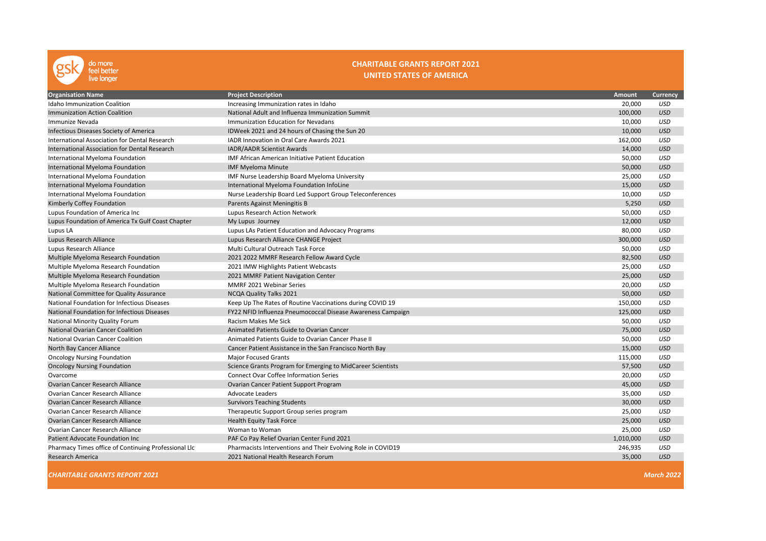# CHARITABLE GRANTS REPORT 2021
## UNITED STATES OF AMERICA

| Organisation Name | Project Description | Amount | Currency |
|---|---|---|---|
| Idaho Immunization Coalition | Increasing Immunization rates in Idaho | 20,000 | USD |
| Immunization Action Coalition | National Adult and Influenza Immunization Summit | 100,000 | USD |
| Immunize Nevada | Immunization Education for Nevadans | 10,000 | USD |
| Infectious Diseases Society of America | IDWeek 2021 and 24 hours of Chasing the Sun 20 | 10,000 | USD |
| International Association for Dental Research | IADR Innovation in Oral Care Awards 2021 | 162,000 | USD |
| International Association for Dental Research | IADR/AADR Scientist Awards | 14,000 | USD |
| International Myeloma Foundation | IMF African American Initiative Patient Education | 50,000 | USD |
| International Myeloma Foundation | IMF Myeloma Minute | 50,000 | USD |
| International Myeloma Foundation | IMF Nurse Leadership Board Myeloma University | 25,000 | USD |
| International Myeloma Foundation | International Myeloma Foundation InfoLine | 15,000 | USD |
| International Myeloma Foundation | Nurse Leadership Board Led Support Group Teleconferences | 10,000 | USD |
| Kimberly Coffey Foundation | Parents Against Meningitis B | 5,250 | USD |
| Lupus Foundation of America Inc | Lupus Research Action Network | 50,000 | USD |
| Lupus Foundation of America Tx Gulf Coast Chapter | My Lupus Journey | 12,000 | USD |
| Lupus LA | Lupus LAs Patient Education and Advocacy Programs | 80,000 | USD |
| Lupus Research Alliance | Lupus Research Alliance CHANGE Project | 300,000 | USD |
| Lupus Research Alliance | Multi Cultural Outreach Task Force | 50,000 | USD |
| Multiple Myeloma Research Foundation | 2021 2022 MMRF Research Fellow Award Cycle | 82,500 | USD |
| Multiple Myeloma Research Foundation | 2021 IMW Highlights Patient Webcasts | 25,000 | USD |
| Multiple Myeloma Research Foundation | 2021 MMRF Patient Navigation Center | 25,000 | USD |
| Multiple Myeloma Research Foundation | MMRF 2021 Webinar Series | 20,000 | USD |
| National Committee for Quality Assurance | NCQA Quality Talks 2021 | 50,000 | USD |
| National Foundation for Infectious Diseases | Keep Up The Rates of Routine Vaccinations during COVID 19 | 150,000 | USD |
| National Foundation for Infectious Diseases | FY22 NFID Influenza Pneumococcal Disease Awareness Campaign | 125,000 | USD |
| National Minority Quality Forum | Racism Makes Me Sick | 50,000 | USD |
| National Ovarian Cancer Coalition | Animated Patients Guide to Ovarian Cancer | 75,000 | USD |
| National Ovarian Cancer Coalition | Animated Patients Guide to Ovarian Cancer Phase II | 50,000 | USD |
| North Bay Cancer Alliance | Cancer Patient Assistance in the San Francisco North Bay | 15,000 | USD |
| Oncology Nursing Foundation | Major Focused Grants | 115,000 | USD |
| Oncology Nursing Foundation | Science Grants Program for Emerging to MidCareer Scientists | 57,500 | USD |
| Overcome | Connect Ovar Coffee Information Series | 20,000 | USD |
| Ovarian Cancer Research Alliance | Ovarian Cancer Patient Support Program | 45,000 | USD |
| Ovarian Cancer Research Alliance | Advocate Leaders | 35,000 | USD |
| Ovarian Cancer Research Alliance | Survivors Teaching Students | 30,000 | USD |
| Ovarian Cancer Research Alliance | Therapeutic Support Group series program | 25,000 | USD |
| Ovarian Cancer Research Alliance | Health Equity Task Force | 25,000 | USD |
| Ovarian Cancer Research Alliance | Woman to Woman | 25,000 | USD |
| Patient Advocate Foundation Inc | PAF Co Pay Relief Ovarian Center Fund 2021 | 1,010,000 | USD |
| Pharmacy Times office of Continuing Professional Llc | Pharmacists Interventions and Their Evolving Role in COVID19 | 246,935 | USD |
| Research America | 2021 National Health Research Forum | 35,000 | USD |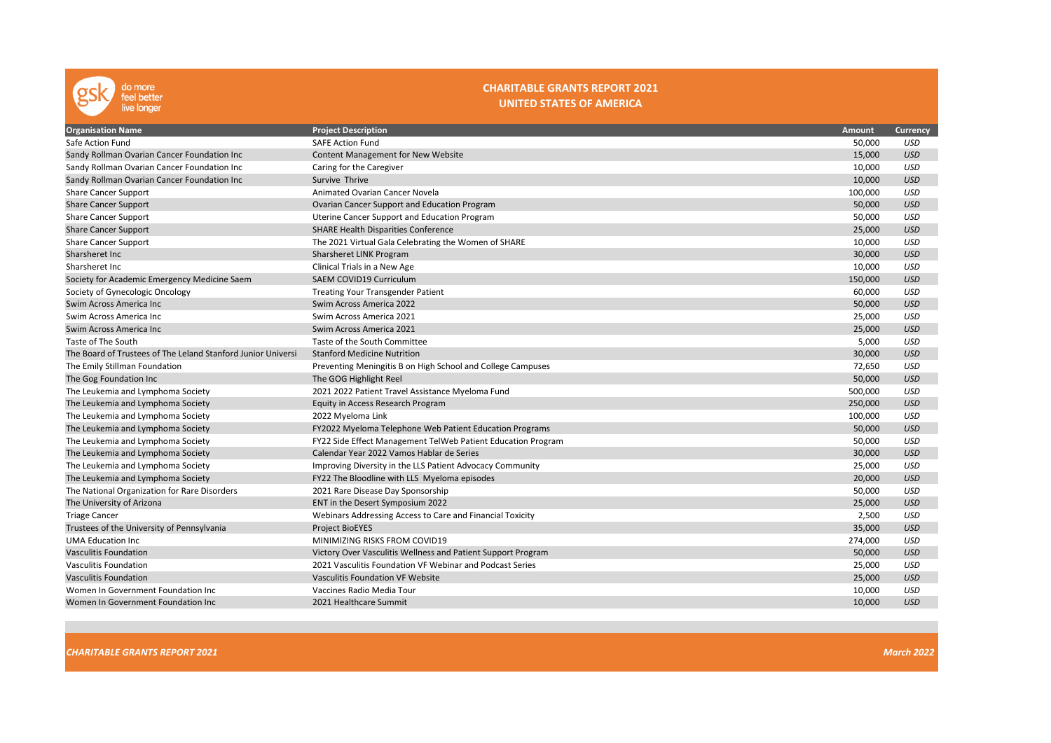# CHARITABLE GRANTS REPORT 2021

## UNITED STATES OF AMERICA

| Organisation Name | Project Description | Amount | Currency |
|---|---|---|---|
| Safe Action Fund | SAFE Action Fund | 50,000 | USD |
| Sandy Rollman Ovarian Cancer Foundation Inc | Content Management for New Website | 15,000 | USD |
| Sandy Rollman Ovarian Cancer Foundation Inc | Caring for the Caregiver | 10,000 | USD |
| Sandy Rollman Ovarian Cancer Foundation Inc | Survive Thrive | 10,000 | USD |
| Share Cancer Support | Animated Ovarian Cancer Novela | 100,000 | USD |
| Share Cancer Support | Ovarian Cancer Support and Education Program | 50,000 | USD |
| Share Cancer Support | Uterine Cancer Support and Education Program | 50,000 | USD |
| Share Cancer Support | SHARE Health Disparities Conference | 25,000 | USD |
| Share Cancer Support | The 2021 Virtual Gala Celebrating the Women of SHARE | 10,000 | USD |
| Sharsheret Inc | Sharsheret LINK Program | 30,000 | USD |
| Sharsheret Inc | Clinical Trials in a New Age | 10,000 | USD |
| Society for Academic Emergency Medicine Saem | SAEM COVID19 Curriculum | 150,000 | USD |
| Society of Gynecologic Oncology | Treating Your Transgender Patient | 60,000 | USD |
| Swim Across America Inc | Swim Across America 2022 | 50,000 | USD |
| Swim Across America Inc | Swim Across America 2021 | 25,000 | USD |
| Swim Across America Inc | Swim Across America 2021 | 25,000 | USD |
| Taste of The South | Taste of the South Committee | 5,000 | USD |
| The Board of Trustees of The Leland Stanford Junior Universi | Stanford Medicine Nutrition | 30,000 | USD |
| The Emily Stillman Foundation | Preventing Meningitis B on High School and College Campuses | 72,650 | USD |
| The Gog Foundation Inc | The GOG Highlight Reel | 50,000 | USD |
| The Leukemia and Lymphoma Society | 2021 2022 Patient Travel Assistance Myeloma Fund | 500,000 | USD |
| The Leukemia and Lymphoma Society | Equity in Access Research Program | 250,000 | USD |
| The Leukemia and Lymphoma Society | 2022 Myeloma Link | 100,000 | USD |
| The Leukemia and Lymphoma Society | FY2022 Myeloma Telephone Web Patient Education Programs | 50,000 | USD |
| The Leukemia and Lymphoma Society | FY22 Side Effect Management TelWeb Patient Education Program | 50,000 | USD |
| The Leukemia and Lymphoma Society | Calendar Year 2022 Vamos Hablar de Series | 30,000 | USD |
| The Leukemia and Lymphoma Society | Improving Diversity in the LLS Patient Advocacy Community | 25,000 | USD |
| The Leukemia and Lymphoma Society | FY22 The Bloodline with LLS Myeloma episodes | 20,000 | USD |
| The National Organization for Rare Disorders | 2021 Rare Disease Day Sponsorship | 50,000 | USD |
| The University of Arizona | ENT in the Desert Symposium 2022 | 25,000 | USD |
| Triage Cancer | Webinars Addressing Access to Care and Financial Toxicity | 2,500 | USD |
| Trustees of the University of Pennsylvania | Project BioEYES | 35,000 | USD |
| UMA Education Inc | MINIMIZING RISKS FROM COVID19 | 274,000 | USD |
| Vasculitis Foundation | Victory Over Vasculitis Wellness and Patient Support Program | 50,000 | USD |
| Vasculitis Foundation | 2021 Vasculitis Foundation VF Webinar and Podcast Series | 25,000 | USD |
| Vasculitis Foundation | Vasculitis Foundation VF Website | 25,000 | USD |
| Women In Government Foundation Inc | Vaccines Radio Media Tour | 10,000 | USD |
| Women In Government Foundation Inc | 2021 Healthcare Summit | 10,000 | USD |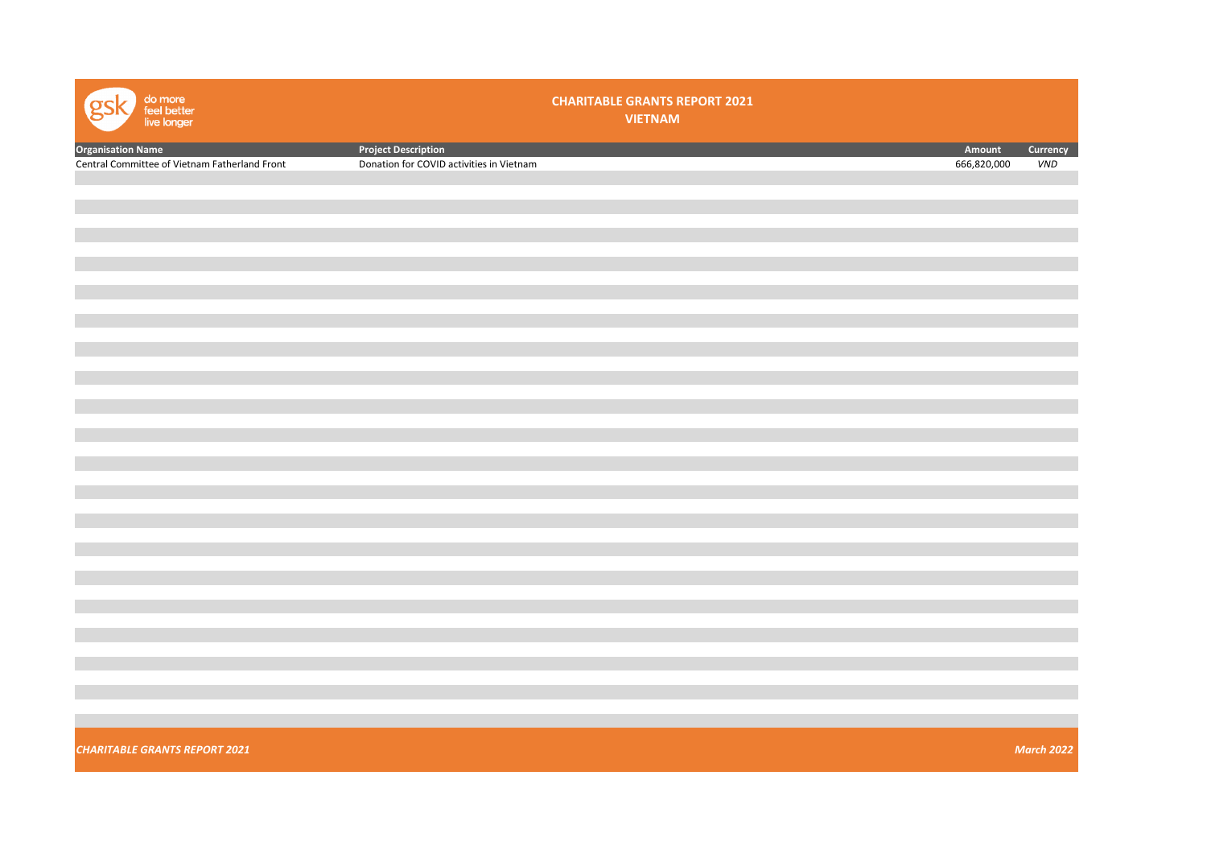# CHARITABLE GRANTS REPORT 2021

## VIETNAM

| Organisation Name | Project Description | Amount | Currency |
|---|---|---|---|
| Central Committee of Vietnam Fatherland Front | Donation for COVID activities in Vietnam | 666,820,000 | *VND* |

***CHARITABLE GRANTS REPORT 2021*** ***March 2022***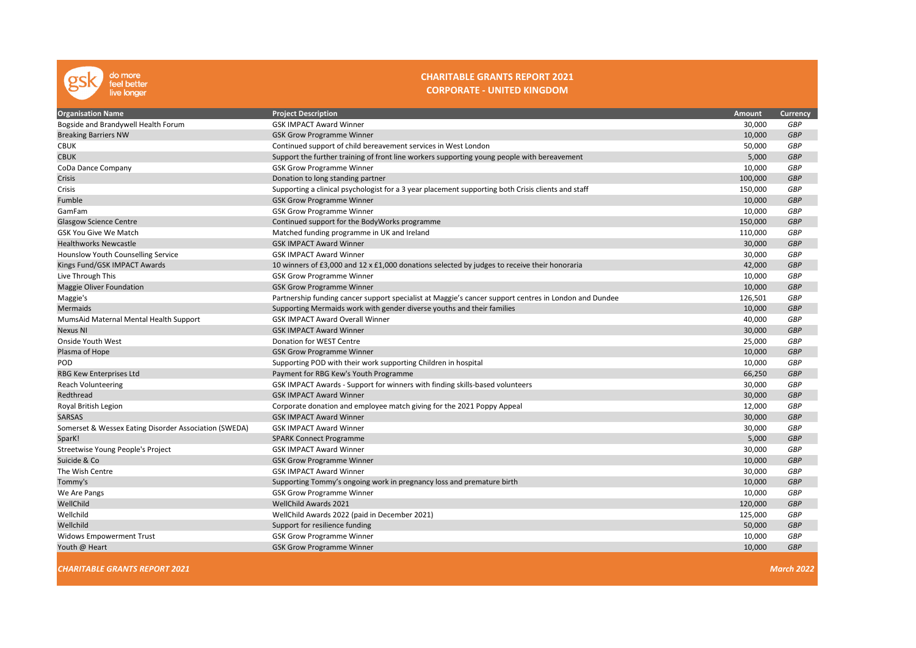# CHARITABLE GRANTS REPORT 2021

## CORPORATE - UNITED KINGDOM

| Organisation Name | Project Description | Amount | Currency |
|---|---|---|---|
| Bogside and Brandywell Health Forum | GSK IMPACT Award Winner | 30,000 | GBP |
| Breaking Barriers NW | GSK Grow Programme Winner | 10,000 | GBP |
| CBUK | Continued support of child bereavement services in West London | 50,000 | GBP |
| CBUK | Support the further training of front line workers supporting young people with bereavement | 5,000 | GBP |
| CoDa Dance Company | GSK Grow Programme Winner | 10,000 | GBP |
| Crisis | Donation to long standing partner | 100,000 | GBP |
| Crisis | Supporting a clinical psychologist for a 3 year placement supporting both Crisis clients and staff | 150,000 | GBP |
| Fumble | GSK Grow Programme Winner | 10,000 | GBP |
| GamFam | GSK Grow Programme Winner | 10,000 | GBP |
| Glasgow Science Centre | Continued support for the BodyWorks programme | 150,000 | GBP |
| GSK You Give We Match | Matched funding programme in UK and Ireland | 110,000 | GBP |
| Healthworks Newcastle | GSK IMPACT Award Winner | 30,000 | GBP |
| Hounslow Youth Counselling Service | GSK IMPACT Award Winner | 30,000 | GBP |
| Kings Fund/GSK IMPACT Awards | 10 winners of £3,000 and 12 x £1,000 donations selected by judges to receive their honoraria | 42,000 | GBP |
| Live Through This | GSK Grow Programme Winner | 10,000 | GBP |
| Maggie Oliver Foundation | GSK Grow Programme Winner | 10,000 | GBP |
| Maggie's | Partnership funding cancer support specialist at Maggie's cancer support centres in London and Dundee | 126,501 | GBP |
| Mermaids | Supporting Mermaids work with gender diverse youths and their families | 10,000 | GBP |
| MumsAid Maternal Mental Health Support | GSK IMPACT Award Overall Winner | 40,000 | GBP |
| Nexus NI | GSK IMPACT Award Winner | 30,000 | GBP |
| Onside Youth West | Donation for WEST Centre | 25,000 | GBP |
| Plasma of Hope | GSK Grow Programme Winner | 10,000 | GBP |
| POD | Supporting POD with their work supporting Children in hospital | 10,000 | GBP |
| RBG Kew Enterprises Ltd | Payment for RBG Kew's Youth Programme | 66,250 | GBP |
| Reach Volunteering | GSK IMPACT Awards - Support for winners with finding skills-based volunteers | 30,000 | GBP |
| Redthread | GSK IMPACT Award Winner | 30,000 | GBP |
| Royal British Legion | Corporate donation and employee match giving for the 2021 Poppy Appeal | 12,000 | GBP |
| SARSAS | GSK IMPACT Award Winner | 30,000 | GBP |
| Somerset & Wessex Eating Disorder Association (SWEDA) | GSK IMPACT Award Winner | 30,000 | GBP |
| SparK! | SPARK Connect Programme | 5,000 | GBP |
| Streetwise Young People's Project | GSK IMPACT Award Winner | 30,000 | GBP |
| Suicide & Co | GSK Grow Programme Winner | 10,000 | GBP |
| The Wish Centre | GSK IMPACT Award Winner | 30,000 | GBP |
| Tommy's | Supporting Tommy's ongoing work in pregnancy loss and premature birth | 10,000 | GBP |
| We Are Pangs | GSK Grow Programme Winner | 10,000 | GBP |
| WellChild | WellChild Awards 2021 | 120,000 | GBP |
| Wellchild | WellChild Awards 2022 (paid in December 2021) | 125,000 | GBP |
| Wellchild | Support for resilience funding | 50,000 | GBP |
| Widows Empowerment Trust | GSK Grow Programme Winner | 10,000 | GBP |
| Youth @ Heart | GSK Grow Programme Winner | 10,000 | GBP |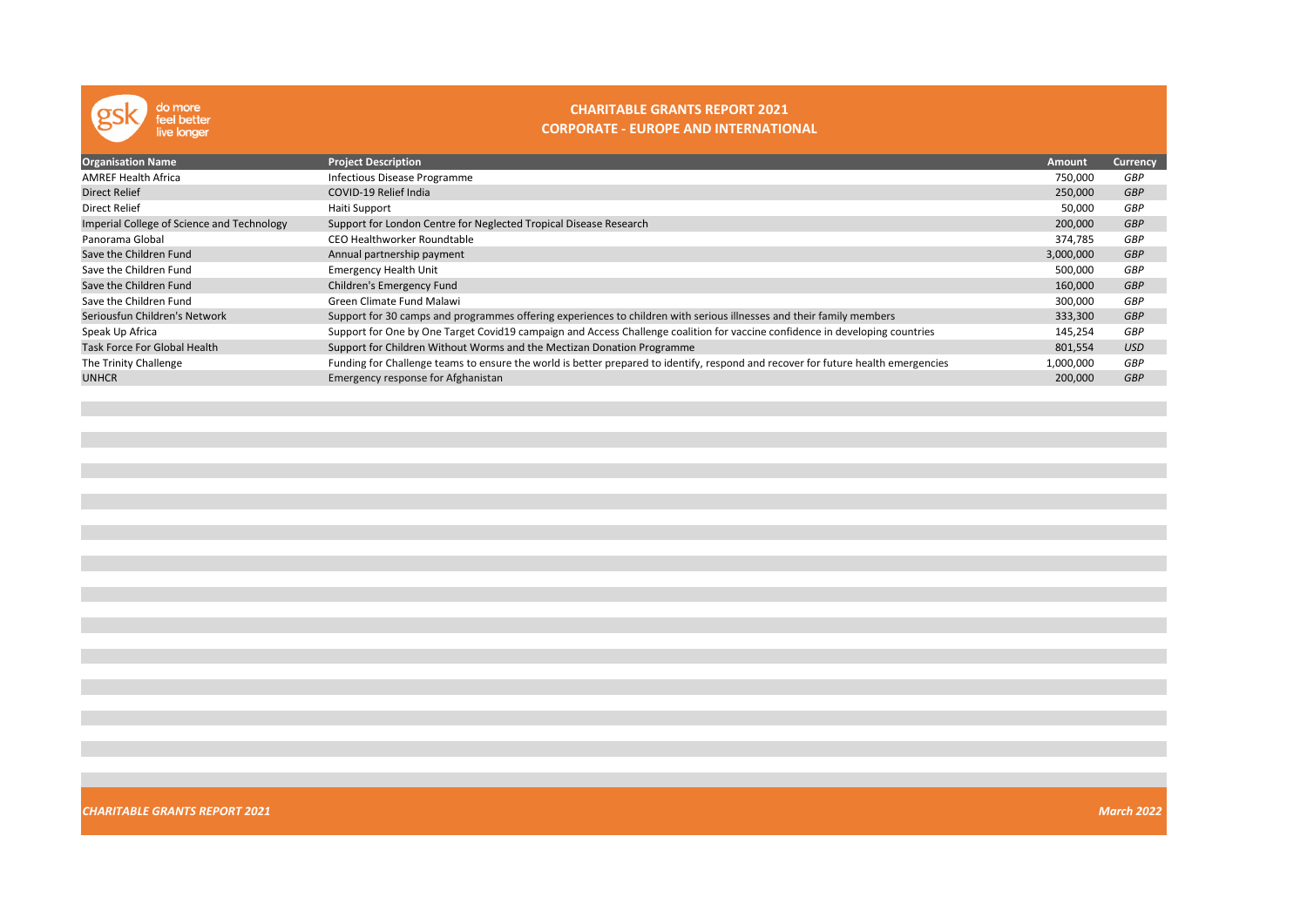# CHARITABLE GRANTS REPORT 2021

## CORPORATE - EUROPE AND INTERNATIONAL

| Organisation Name | Project Description | Amount | Currency |
|---|---|---|---|
| AMREF Health Africa | Infectious Disease Programme | 750,000 | *GBP* |
| Direct Relief | COVID-19 Relief India | 250,000 | *GBP* |
| Direct Relief | Haiti Support | 50,000 | *GBP* |
| Imperial College of Science and Technology | Support for London Centre for Neglected Tropical Disease Research | 200,000 | *GBP* |
| Panorama Global | CEO Healthworker Roundtable | 374,785 | *GBP* |
| Save the Children Fund | Annual partnership payment | 3,000,000 | *GBP* |
| Save the Children Fund | Emergency Health Unit | 500,000 | *GBP* |
| Save the Children Fund | Children's Emergency Fund | 160,000 | *GBP* |
| Save the Children Fund | Green Climate Fund Malawi | 300,000 | *GBP* |
| Seriousfun Children's Network | Support for 30 camps and programmes offering experiences to children with serious illnesses and their family members | 333,300 | *GBP* |
| Speak Up Africa | Support for One by One Target Covid19 campaign and Access Challenge coalition for vaccine confidence in developing countries | 145,254 | *GBP* |
| Task Force For Global Health | Support for Children Without Worms and the Mectizan Donation Programme | 801,554 | *USD* |
| The Trinity Challenge | Funding for Challenge teams to ensure the world is better prepared to identify, respond and recover for future health emergencies | 1,000,000 | *GBP* |
| UNHCR | Emergency response for Afghanistan | 200,000 | *GBP* |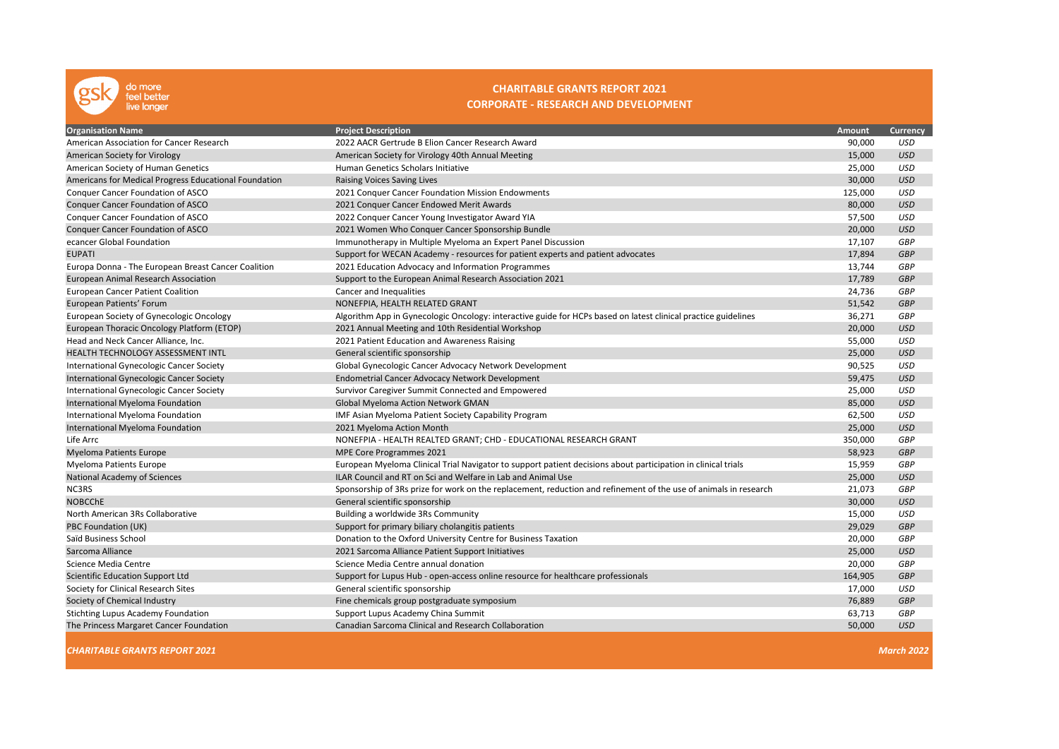**do more feel better live longer**

## CHARITABLE GRANTS REPORT 2021
## CORPORATE - RESEARCH AND DEVELOPMENT

| Organisation Name | Project Description | Amount | Currency |
|---|---|---|---|
| American Association for Cancer Research | 2022 AACR Gertrude B Elion Cancer Research Award | 90,000 | USD |
| American Society for Virology | American Society for Virology 40th Annual Meeting | 15,000 | USD |
| American Society of Human Genetics | Human Genetics Scholars Initiative | 25,000 | USD |
| Americans for Medical Progress Educational Foundation | Raising Voices Saving Lives | 30,000 | USD |
| Conquer Cancer Foundation of ASCO | 2021 Conquer Cancer Foundation Mission Endowments | 125,000 | USD |
| Conquer Cancer Foundation of ASCO | 2021 Conquer Cancer Endowed Merit Awards | 80,000 | USD |
| Conquer Cancer Foundation of ASCO | 2022 Conquer Cancer Young Investigator Award YIA | 57,500 | USD |
| Conquer Cancer Foundation of ASCO | 2021 Women Who Conquer Cancer Sponsorship Bundle | 20,000 | USD |
| ecancer Global Foundation | Immunotherapy in Multiple Myeloma an Expert Panel Discussion | 17,107 | GBP |
| EUPATI | Support for WECAN Academy - resources for patient experts and patient advocates | 17,894 | GBP |
| Europa Donna - The European Breast Cancer Coalition | 2021 Education Advocacy and Information Programmes | 13,744 | GBP |
| European Animal Research Association | Support to the European Animal Research Association 2021 | 17,789 | GBP |
| European Cancer Patient Coalition | Cancer and Inequalities | 24,736 | GBP |
| European Patients' Forum | NONEFPIA, HEALTH RELATED GRANT | 51,542 | GBP |
| European Society of Gynecologic Oncology | Algorithm App in Gynecologic Oncology: interactive guide for HCPs based on latest clinical practice guidelines | 36,271 | GBP |
| European Thoracic Oncology Platform (ETOP) | 2021 Annual Meeting and 10th Residential Workshop | 20,000 | USD |
| Head and Neck Cancer Alliance, Inc. | 2021 Patient Education and Awareness Raising | 55,000 | USD |
| HEALTH TECHNOLOGY ASSESSMENT INTL | General scientific sponsorship | 25,000 | USD |
| International Gynecologic Cancer Society | Global Gynecologic Cancer Advocacy Network Development | 90,525 | USD |
| International Gynecologic Cancer Society | Endometrial Cancer Advocacy Network Development | 59,475 | USD |
| International Gynecologic Cancer Society | Survivor Caregiver Summit Connected and Empowered | 25,000 | USD |
| International Myeloma Foundation | Global Myeloma Action Network GMAN | 85,000 | USD |
| International Myeloma Foundation | IMF Asian Myeloma Patient Society Capability Program | 62,500 | USD |
| International Myeloma Foundation | 2021 Myeloma Action Month | 25,000 | USD |
| Life Arrc | NONEFPIA - HEALTH REALTED GRANT; CHD - EDUCATIONAL RESEARCH GRANT | 350,000 | GBP |
| Myeloma Patients Europe | MPE Core Programmes 2021 | 58,923 | GBP |
| Myeloma Patients Europe | European Myeloma Clinical Trial Navigator to support patient decisions about participation in clinical trials | 15,959 | GBP |
| National Academy of Sciences | ILAR Council and RT on Sci and Welfare in Lab and Animal Use | 25,000 | USD |
| NC3RS | Sponsorship of 3Rs prize for work on the replacement, reduction and refinement of the use of animals in research | 21,073 | GBP |
| NOBCChE | General scientific sponsorship | 30,000 | USD |
| North American 3Rs Collaborative | Building a worldwide 3Rs Community | 15,000 | USD |
| PBC Foundation (UK) | Support for primary biliary cholangitis patients | 29,029 | GBP |
| Saïd Business School | Donation to the Oxford University Centre for Business Taxation | 20,000 | GBP |
| Sarcoma Alliance | 2021 Sarcoma Alliance Patient Support Initiatives | 25,000 | USD |
| Science Media Centre | Science Media Centre annual donation | 20,000 | GBP |
| Scientific Education Support Ltd | Support for Lupus Hub - open-access online resource for healthcare professionals | 164,905 | GBP |
| Society for Clinical Research Sites | General scientific sponsorship | 17,000 | USD |
| Society of Chemical Industry | Fine chemicals group postgraduate symposium | 76,889 | GBP |
| Stichting Lupus Academy Foundation | Support Lupus Academy China Summit | 63,713 | GBP |
| The Princess Margaret Cancer Foundation | Canadian Sarcoma Clinical and Research Collaboration | 50,000 | USD |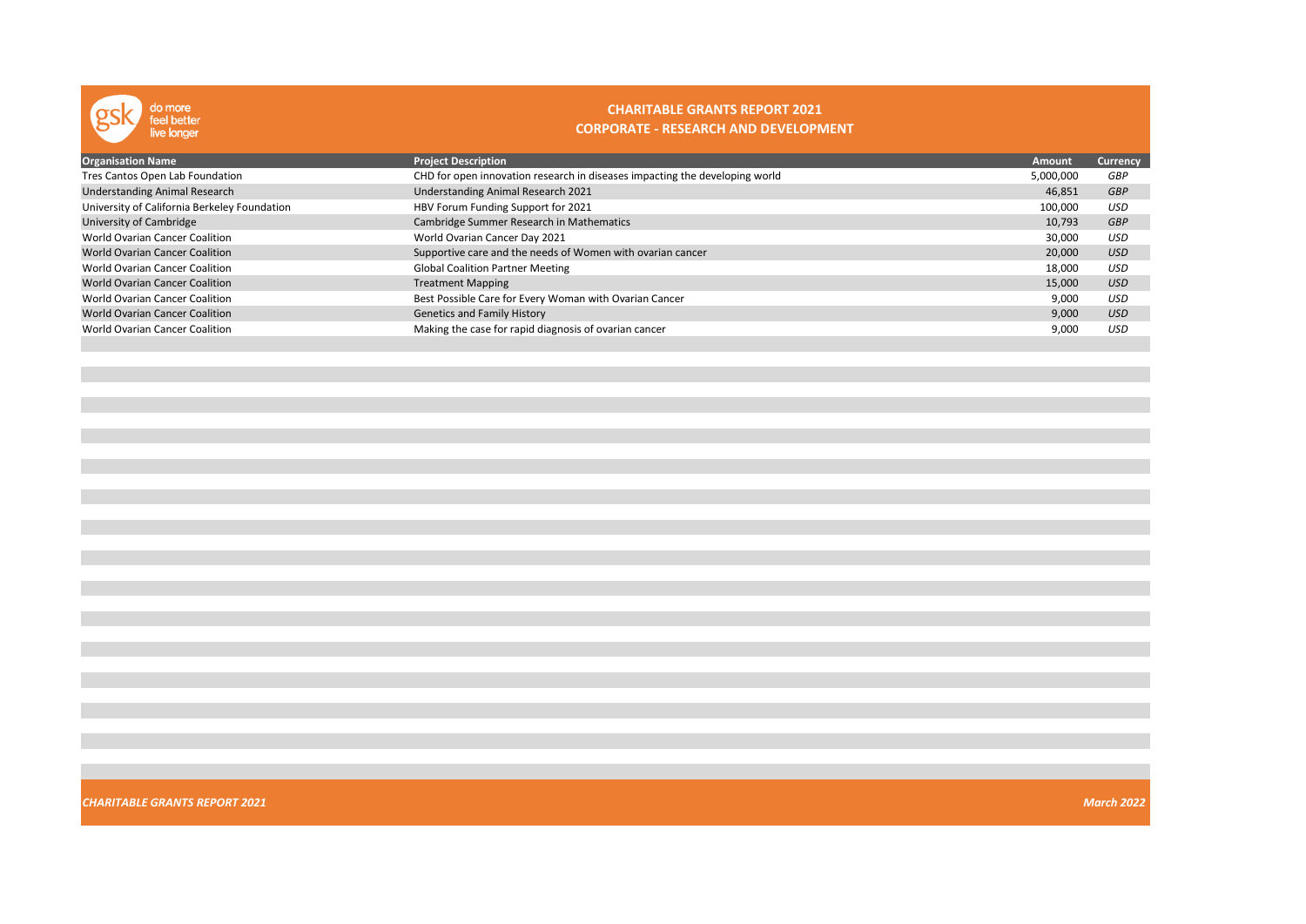do more
feel better
live longer

# CHARITABLE GRANTS REPORT 2021
## CORPORATE - RESEARCH AND DEVELOPMENT

| Organisation Name | Project Description | Amount | Currency |
|---|---|---|---|
| Tres Cantos Open Lab Foundation | CHD for open innovation research in diseases impacting the developing world | 5,000,000 | GBP |
| Understanding Animal Research | Understanding Animal Research 2021 | 46,851 | GBP |
| University of California Berkeley Foundation | HBV Forum Funding Support for 2021 | 100,000 | USD |
| University of Cambridge | Cambridge Summer Research in Mathematics | 10,793 | GBP |
| World Ovarian Cancer Coalition | World Ovarian Cancer Day 2021 | 30,000 | USD |
| World Ovarian Cancer Coalition | Supportive care and the needs of Women with ovarian cancer | 20,000 | USD |
| World Ovarian Cancer Coalition | Global Coalition Partner Meeting | 18,000 | USD |
| World Ovarian Cancer Coalition | Treatment Mapping | 15,000 | USD |
| World Ovarian Cancer Coalition | Best Possible Care for Every Woman with Ovarian Cancer | 9,000 | USD |
| World Ovarian Cancer Coalition | Genetics and Family History | 9,000 | USD |
| World Ovarian Cancer Coalition | Making the case for rapid diagnosis of ovarian cancer | 9,000 | USD |

*CHARITABLE GRANTS REPORT 2021* *March 2022*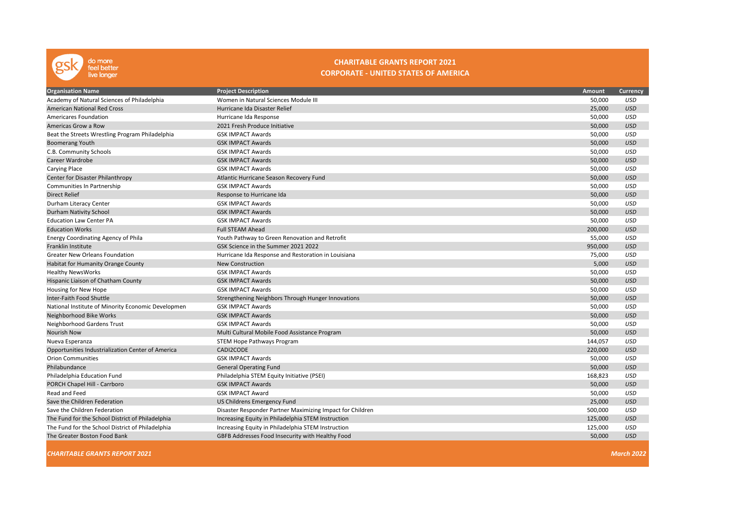gsk do more feel better live longer

# CHARITABLE GRANTS REPORT 2021

## CORPORATE - UNITED STATES OF AMERICA

| Organisation Name | Project Description | Amount | Currency |
|---|---|---|---|
| Academy of Natural Sciences of Philadelphia | Women in Natural Sciences Module III | 50,000 | USD |
| American National Red Cross | Hurricane Ida Disaster Relief | 25,000 | USD |
| Americares Foundation | Hurricane Ida Response | 50,000 | USD |
| Americas Grow a Row | 2021 Fresh Produce Initiative | 50,000 | USD |
| Beat the Streets Wrestling Program Philadelphia | GSK IMPACT Awards | 50,000 | USD |
| Boomerang Youth | GSK IMPACT Awards | 50,000 | USD |
| C.B. Community Schools | GSK IMPACT Awards | 50,000 | USD |
| Career Wardrobe | GSK IMPACT Awards | 50,000 | USD |
| Carying Place | GSK IMPACT Awards | 50,000 | USD |
| Center for Disaster Philanthropy | Atlantic Hurricane Season Recovery Fund | 50,000 | USD |
| Communities In Partnership | GSK IMPACT Awards | 50,000 | USD |
| Direct Relief | Response to Hurricane Ida | 50,000 | USD |
| Durham Literacy Center | GSK IMPACT Awards | 50,000 | USD |
| Durham Nativity School | GSK IMPACT Awards | 50,000 | USD |
| Education Law Center PA | GSK IMPACT Awards | 50,000 | USD |
| Education Works | Full STEAM Ahead | 200,000 | USD |
| Energy Coordinating Agency of Phila | Youth Pathway to Green Renovation and Retrofit | 55,000 | USD |
| Franklin Institute | GSK Science in the Summer 2021 2022 | 950,000 | USD |
| Greater New Orleans Foundation | Hurricane Ida Response and Restoration in Louisiana | 75,000 | USD |
| Habitat for Humanity Orange County | New Construction | 5,000 | USD |
| Healthy NewsWorks | GSK IMPACT Awards | 50,000 | USD |
| Hispanic Liaison of Chatham County | GSK IMPACT Awards | 50,000 | USD |
| Housing for New Hope | GSK IMPACT Awards | 50,000 | USD |
| Inter-Faith Food Shuttle | Strengthening Neighbors Through Hunger Innovations | 50,000 | USD |
| National Institute of Minority Economic Developmen | GSK IMPACT Awards | 50,000 | USD |
| Neighborhood Bike Works | GSK IMPACT Awards | 50,000 | USD |
| Neighborhood Gardens Trust | GSK IMPACT Awards | 50,000 | USD |
| Nourish Now | Multi Cultural Mobile Food Assistance Program | 50,000 | USD |
| Nueva Esperanza | STEM Hope Pathways Program | 144,057 | USD |
| Opportunities Industrialization Center of America | CADI2CODE | 220,000 | USD |
| Orion Communities | GSK IMPACT Awards | 50,000 | USD |
| Philabundance | General Operating Fund | 50,000 | USD |
| Philadelphia Education Fund | Philadelphia STEM Equity Initiative (PSEI) | 168,823 | USD |
| PORCH Chapel Hill - Carrboro | GSK IMPACT Awards | 50,000 | USD |
| Read and Feed | GSK IMPACT Award | 50,000 | USD |
| Save the Children Federation | US Childrens Emergency Fund | 25,000 | USD |
| Save the Children Federation | Disaster Responder Partner Maximizing Impact for Children | 500,000 | USD |
| The Fund for the School District of Philadelphia | Increasing Equity in Philadelphia STEM Instruction | 125,000 | USD |
| The Fund for the School District of Philadelphia | Increasing Equity in Philadelphia STEM Instruction | 125,000 | USD |
| The Greater Boston Food Bank | GBFB Addresses Food Insecurity with Healthy Food | 50,000 | USD |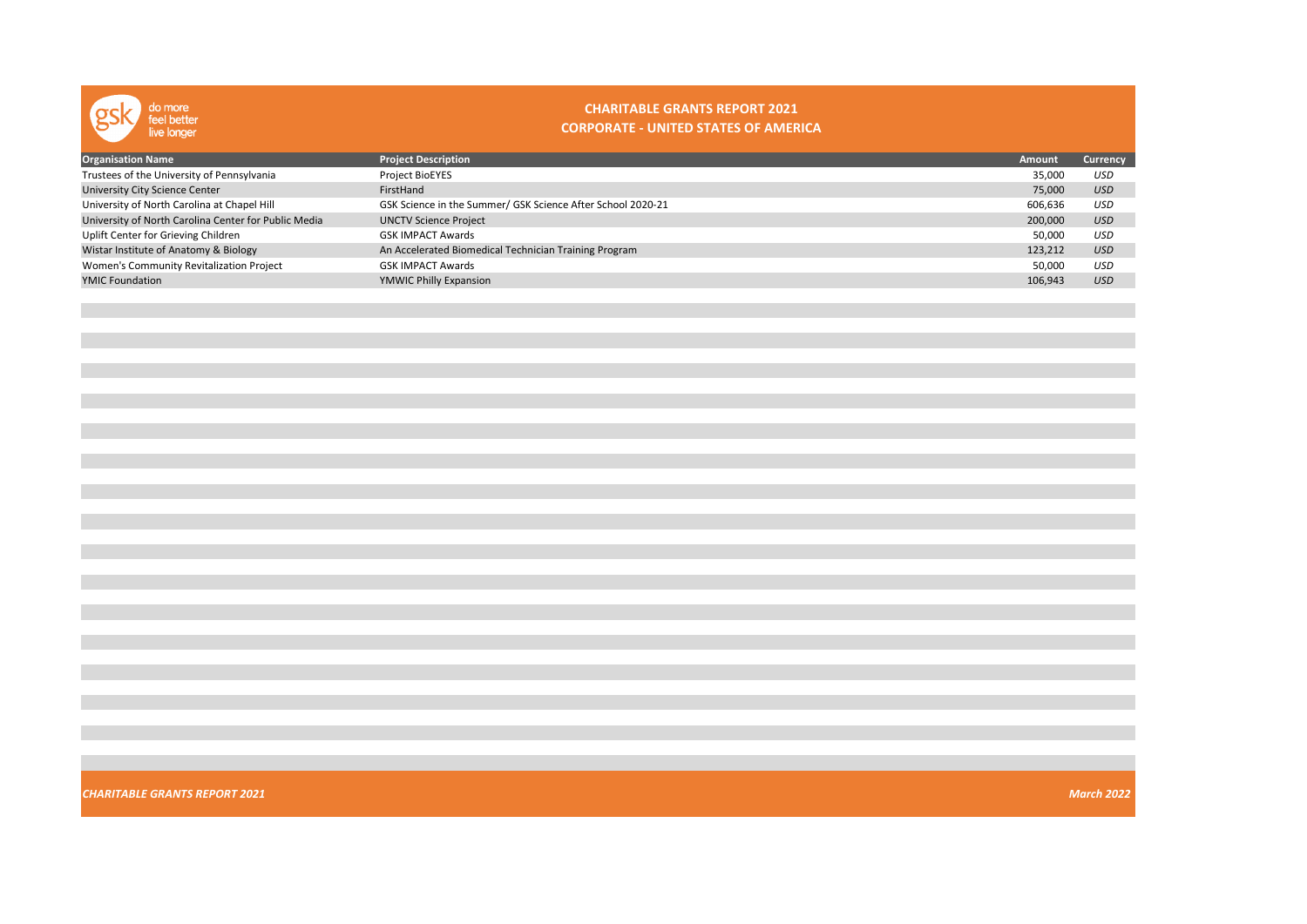# CHARITABLE GRANTS REPORT 2021

## CORPORATE - UNITED STATES OF AMERICA

| Organisation Name | Project Description | Amount | Currency |
|---|---|---|---|
| Trustees of the University of Pennsylvania | Project BioEYES | 35,000 | *USD* |
| University City Science Center | FirstHand | 75,000 | *USD* |
| University of North Carolina at Chapel Hill | GSK Science in the Summer/ GSK Science After School 2020-21 | 606,636 | *USD* |
| University of North Carolina Center for Public Media | UNCTV Science Project | 200,000 | *USD* |
| Uplift Center for Grieving Children | GSK IMPACT Awards | 50,000 | *USD* |
| Wistar Institute of Anatomy & Biology | An Accelerated Biomedical Technician Training Program | 123,212 | *USD* |
| Women's Community Revitalization Project | GSK IMPACT Awards | 50,000 | *USD* |
| YMIC Foundation | YMWIC Philly Expansion | 106,943 | *USD* |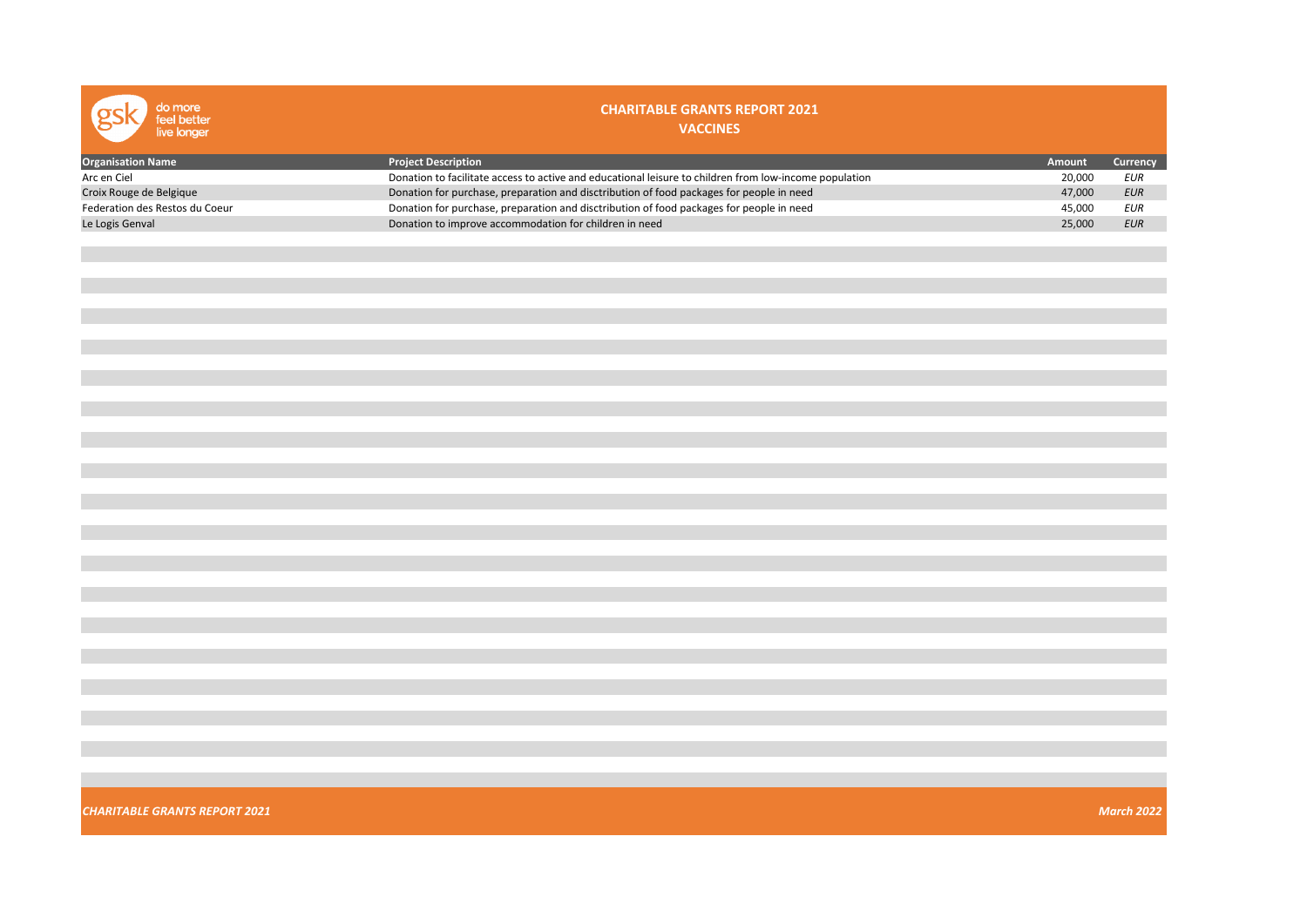# CHARITABLE GRANTS REPORT 2021

## VACCINES

| Organisation Name | Project Description | Amount | Currency |
|---|---|---|---|
| Arc en Ciel | Donation to facilitate access to active and educational leisure to children from low-income population | 20,000 | *EUR* |
| Croix Rouge de Belgique | Donation for purchase, preparation and disctribution of food packages for people in need | 47,000 | *EUR* |
| Federation des Restos du Coeur | Donation for purchase, preparation and disctribution of food packages for people in need | 45,000 | *EUR* |
| Le Logis Genval | Donation to improve accommodation for children in need | 25,000 | *EUR* |